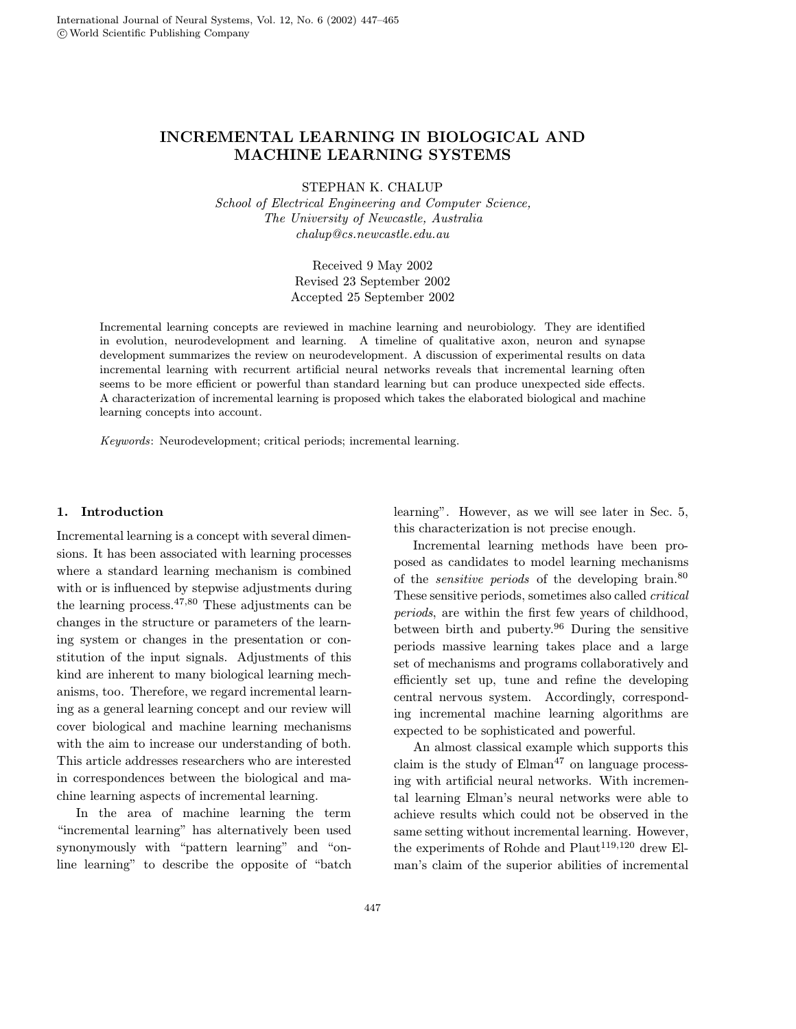# INCREMENTAL LEARNING IN BIOLOGICAL AND MACHINE LEARNING SYSTEMS

STEPHAN K. CHALUP

*School of Electrical Engineering and Computer Science,*
*The University of Newcastle, Australia*
*chalup@cs.newcastle.edu.au*

Received 9 May 2002
Revised 23 September 2002
Accepted 25 September 2002

Incremental learning concepts are reviewed in machine learning and neurobiology. They are identified in evolution, neurodevelopment and learning. A timeline of qualitative axon, neuron and synapse development summarizes the review on neurodevelopment. A discussion of experimental results on data incremental learning with recurrent artificial neural networks reveals that incremental learning often seems to be more efficient or powerful than standard learning but can produce unexpected side effects. A characterization of incremental learning is proposed which takes the elaborated biological and machine learning concepts into account.

*Keywords*: Neurodevelopment; critical periods; incremental learning.

## 1. Introduction

Incremental learning is a concept with several dimensions. It has been associated with learning processes where a standard learning mechanism is combined with or is influenced by stepwise adjustments during the learning process.[47,80] These adjustments can be changes in the structure or parameters of the learning system or changes in the presentation or constitution of the input signals. Adjustments of this kind are inherent to many biological learning mechanisms, too. Therefore, we regard incremental learning as a general learning concept and our review will cover biological and machine learning mechanisms with the aim to increase our understanding of both. This article addresses researchers who are interested in correspondences between the biological and machine learning aspects of incremental learning.

In the area of machine learning the term "incremental learning" has alternatively been used synonymously with "pattern learning" and "online learning" to describe the opposite of "batch learning". However, as we will see later in Sec. 5, this characterization is not precise enough.

Incremental learning methods have been proposed as candidates to model learning mechanisms of the *sensitive periods* of the developing brain.[80] These sensitive periods, sometimes also called *critical periods*, are within the first few years of childhood, between birth and puberty.[96] During the sensitive periods massive learning takes place and a large set of mechanisms and programs collaboratively and efficiently set up, tune and refine the developing central nervous system. Accordingly, corresponding incremental machine learning algorithms are expected to be sophisticated and powerful.

An almost classical example which supports this claim is the study of Elman[47] on language processing with artificial neural networks. With incremental learning Elman's neural networks were able to achieve results which could not be observed in the same setting without incremental learning. However, the experiments of Rohde and Plaut[119,120] drew Elman's claim of the superior abilities of incremental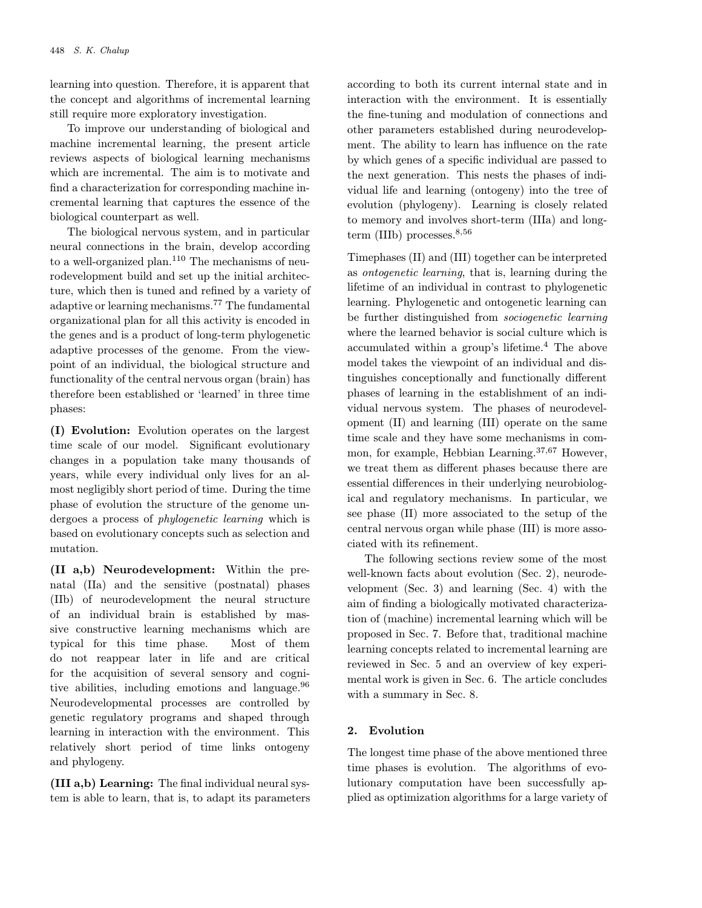learning into question. Therefore, it is apparent that the concept and algorithms of incremental learning still require more exploratory investigation.

To improve our understanding of biological and machine incremental learning, the present article reviews aspects of biological learning mechanisms which are incremental. The aim is to motivate and find a characterization for corresponding machine incremental learning that captures the essence of the biological counterpart as well.

The biological nervous system, and in particular neural connections in the brain, develop according to a well-organized plan.[110] The mechanisms of neurodevelopment build and set up the initial architecture, which then is tuned and refined by a variety of adaptive or learning mechanisms.[77] The fundamental organizational plan for all this activity is encoded in the genes and is a product of long-term phylogenetic adaptive processes of the genome. From the viewpoint of an individual, the biological structure and functionality of the central nervous organ (brain) has therefore been established or 'learned' in three time phases:

**(I) Evolution:** Evolution operates on the largest time scale of our model. Significant evolutionary changes in a population take many thousands of years, while every individual only lives for an almost negligibly short period of time. During the time phase of evolution the structure of the genome undergoes a process of *phylogenetic learning* which is based on evolutionary concepts such as selection and mutation.

**(II a,b) Neurodevelopment:** Within the prenatal (IIa) and the sensitive (postnatal) phases (IIb) of neurodevelopment the neural structure of an individual brain is established by massive constructive learning mechanisms which are typical for this time phase. Most of them do not reappear later in life and are critical for the acquisition of several sensory and cognitive abilities, including emotions and language.[96] Neurodevelopmental processes are controlled by genetic regulatory programs and shaped through learning in interaction with the environment. This relatively short period of time links ontogeny and phylogeny.

**(III a,b) Learning:** The final individual neural system is able to learn, that is, to adapt its parameters according to both its current internal state and in interaction with the environment. It is essentially the fine-tuning and modulation of connections and other parameters established during neurodevelopment. The ability to learn has influence on the rate by which genes of a specific individual are passed to the next generation. This nests the phases of individual life and learning (ontogeny) into the tree of evolution (phylogeny). Learning is closely related to memory and involves short-term (IIIa) and long-term (IIIb) processes.[8,56]

Timephases (II) and (III) together can be interpreted as *ontogenetic learning*, that is, learning during the lifetime of an individual in contrast to phylogenetic learning. Phylogenetic and ontogenetic learning can be further distinguished from *sociogenetic learning* where the learned behavior is social culture which is accumulated within a group's lifetime.[4] The above model takes the viewpoint of an individual and distinguishes conceptionally and functionally different phases of learning in the establishment of an individual nervous system. The phases of neurodevelopment (II) and learning (III) operate on the same time scale and they have some mechanisms in common, for example, Hebbian Learning.[37,67] However, we treat them as different phases because there are essential differences in their underlying neurobiological and regulatory mechanisms. In particular, we see phase (II) more associated to the setup of the central nervous organ while phase (III) is more associated with its refinement.

The following sections review some of the most well-known facts about evolution (Sec. 2), neurodevelopment (Sec. 3) and learning (Sec. 4) with the aim of finding a biologically motivated characterization of (machine) incremental learning which will be proposed in Sec. 7. Before that, traditional machine learning concepts related to incremental learning are reviewed in Sec. 5 and an overview of key experimental work is given in Sec. 6. The article concludes with a summary in Sec. 8.

## 2. Evolution

The longest time phase of the above mentioned three time phases is evolution. The algorithms of evolutionary computation have been successfully applied as optimization algorithms for a large variety of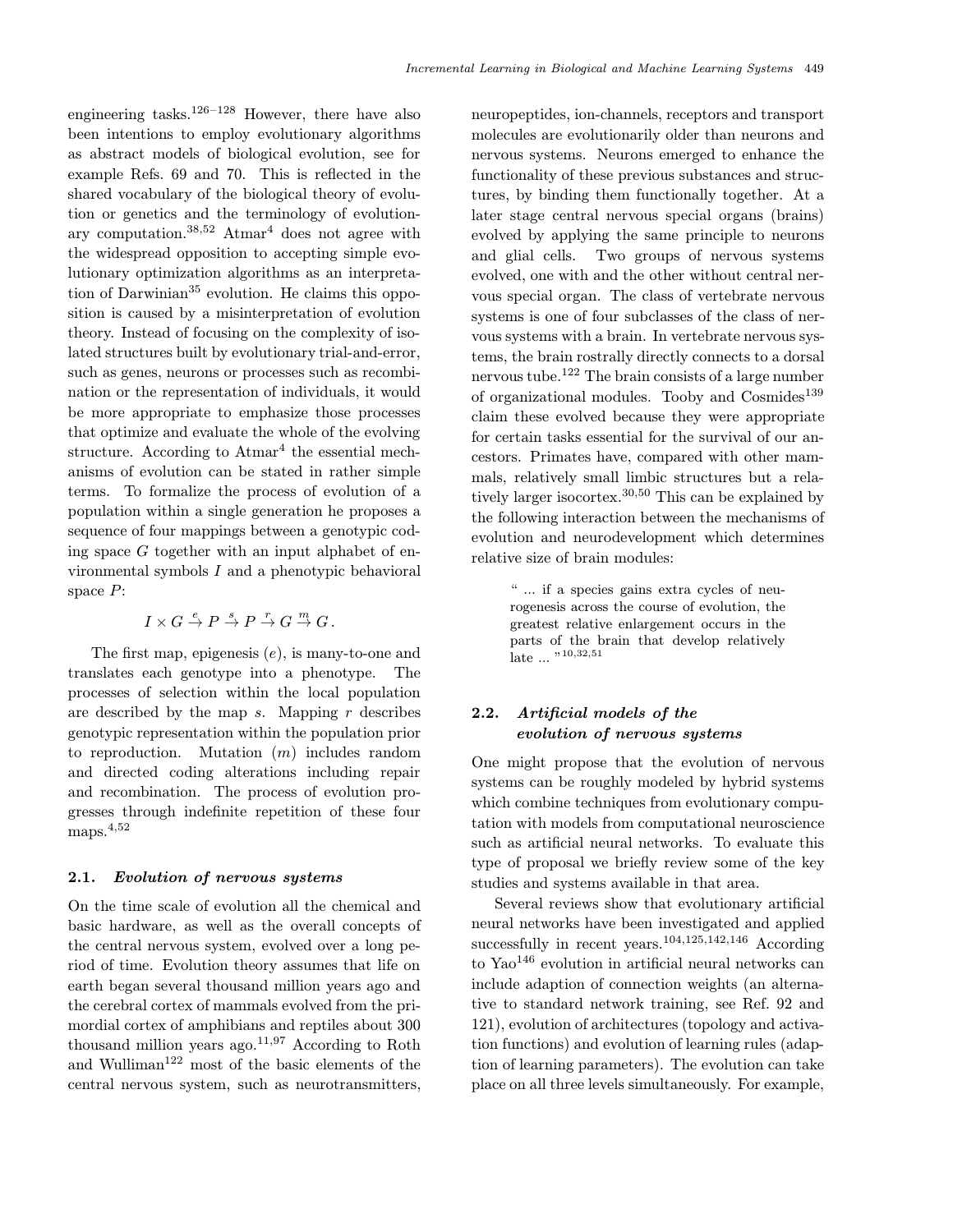engineering tasks.[126–128] However, there have also been intentions to employ evolutionary algorithms as abstract models of biological evolution, see for example Refs. 69 and 70. This is reflected in the shared vocabulary of the biological theory of evolution or genetics and the terminology of evolutionary computation.[38,52] Atmar[4] does not agree with the widespread opposition to accepting simple evolutionary optimization algorithms as an interpretation of Darwinian[35] evolution. He claims this opposition is caused by a misinterpretation of evolution theory. Instead of focusing on the complexity of isolated structures built by evolutionary trial-and-error, such as genes, neurons or processes such as recombination or the representation of individuals, it would be more appropriate to emphasize those processes that optimize and evaluate the whole of the evolving structure. According to Atmar[4] the essential mechanisms of evolution can be stated in rather simple terms. To formalize the process of evolution of a population within a single generation he proposes a sequence of four mappings between a genotypic coding space $G$ together with an input alphabet of environmental symbols $I$ and a phenotypic behavioral space $P$:

$$I \times G \stackrel{e}{\to} P \stackrel{s}{\to} P \stackrel{r}{\to} G \stackrel{m}{\to} G \,.$$

The first map, epigenesis ($e$), is many-to-one and translates each genotype into a phenotype. The processes of selection within the local population are described by the map $s$. Mapping $r$ describes genotypic representation within the population prior to reproduction. Mutation ($m$) includes random and directed coding alterations including repair and recombination. The process of evolution progresses through indefinite repetition of these four maps.[4,52]

### 2.1. *Evolution of nervous systems*

On the time scale of evolution all the chemical and basic hardware, as well as the overall concepts of the central nervous system, evolved over a long period of time. Evolution theory assumes that life on earth began several thousand million years ago and the cerebral cortex of mammals evolved from the primordial cortex of amphibians and reptiles about 300 thousand million years ago.[11,97] According to Roth and Wulliman[122] most of the basic elements of the central nervous system, such as neurotransmitters, neuropeptides, ion-channels, receptors and transport molecules are evolutionarily older than neurons and nervous systems. Neurons emerged to enhance the functionality of these previous substances and structures, by binding them functionally together. At a later stage central nervous special organs (brains) evolved by applying the same principle to neurons and glial cells. Two groups of nervous systems evolved, one with and the other without central nervous special organ. The class of vertebrate nervous systems is one of four subclasses of the class of nervous systems with a brain. In vertebrate nervous systems, the brain rostrally directly connects to a dorsal nervous tube.[122] The brain consists of a large number of organizational modules. Tooby and Cosmides[139] claim these evolved because they were appropriate for certain tasks essential for the survival of our ancestors. Primates have, compared with other mammals, relatively small limbic structures but a relatively larger isocortex.[30,50] This can be explained by the following interaction between the mechanisms of evolution and neurodevelopment which determines relative size of brain modules:

> " ... if a species gains extra cycles of neurogenesis across the course of evolution, the greatest relative enlargement occurs in the parts of the brain that develop relatively late ... "[10,32,51]

### 2.2. *Artificial models of the evolution of nervous systems*

One might propose that the evolution of nervous systems can be roughly modeled by hybrid systems which combine techniques from evolutionary computation with models from computational neuroscience such as artificial neural networks. To evaluate this type of proposal we briefly review some of the key studies and systems available in that area.

Several reviews show that evolutionary artificial neural networks have been investigated and applied successfully in recent years.[104,125,142,146] According to Yao[146] evolution in artificial neural networks can include adaption of connection weights (an alternative to standard network training, see Ref. 92 and 121), evolution of architectures (topology and activation functions) and evolution of learning rules (adaption of learning parameters). The evolution can take place on all three levels simultaneously. For example,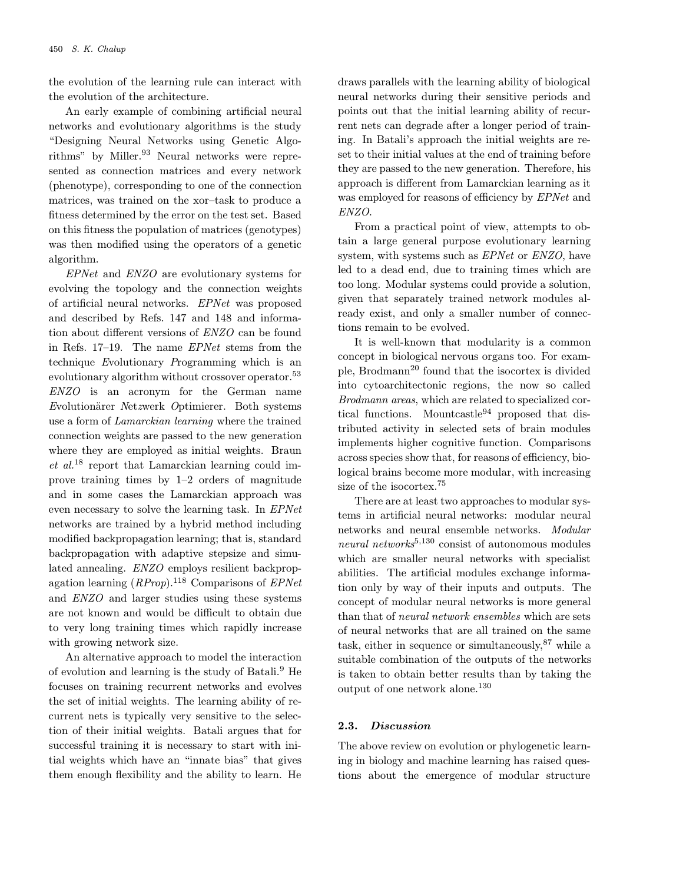the evolution of the learning rule can interact with the evolution of the architecture.

An early example of combining artificial neural networks and evolutionary algorithms is the study "Designing Neural Networks using Genetic Algorithms" by Miller.[93] Neural networks were represented as connection matrices and every network (phenotype), corresponding to one of the connection matrices, was trained on the xor–task to produce a fitness determined by the error on the test set. Based on this fitness the population of matrices (genotypes) was then modified using the operators of a genetic algorithm.

*EPNet* and *ENZO* are evolutionary systems for evolving the topology and the connection weights of artificial neural networks. *EPNet* was proposed and described by Refs. 147 and 148 and information about different versions of *ENZO* can be found in Refs. 17–19. The name *EPNet* stems from the technique *E*volutionary *P*rogramming which is an evolutionary algorithm without crossover operator.[53] *ENZO* is an acronym for the German name *E*volutionärer *N*etzwerk *O*ptimierer. Both systems use a form of *Lamarckian learning* where the trained connection weights are passed to the new generation where they are employed as initial weights. Braun *et al.*[18] report that Lamarckian learning could improve training times by 1–2 orders of magnitude and in some cases the Lamarckian approach was even necessary to solve the learning task. In *EPNet* networks are trained by a hybrid method including modified backpropagation learning; that is, standard backpropagation with adaptive stepsize and simulated annealing. *ENZO* employs resilient backpropagation learning (*RProp*).[118] Comparisons of *EPNet* and *ENZO* and larger studies using these systems are not known and would be difficult to obtain due to very long training times which rapidly increase with growing network size.

An alternative approach to model the interaction of evolution and learning is the study of Batali.[9] He focuses on training recurrent networks and evolves the set of initial weights. The learning ability of recurrent nets is typically very sensitive to the selection of their initial weights. Batali argues that for successful training it is necessary to start with initial weights which have an "innate bias" that gives them enough flexibility and the ability to learn. He draws parallels with the learning ability of biological neural networks during their sensitive periods and points out that the initial learning ability of recurrent nets can degrade after a longer period of training. In Batali's approach the initial weights are reset to their initial values at the end of training before they are passed to the new generation. Therefore, his approach is different from Lamarckian learning as it was employed for reasons of efficiency by *EPNet* and *ENZO*.

From a practical point of view, attempts to obtain a large general purpose evolutionary learning system, with systems such as *EPNet* or *ENZO*, have led to a dead end, due to training times which are too long. Modular systems could provide a solution, given that separately trained network modules already exist, and only a smaller number of connections remain to be evolved.

It is well-known that modularity is a common concept in biological nervous organs too. For example, Brodmann[20] found that the isocortex is divided into cytoarchitectonic regions, the now so called *Brodmann areas*, which are related to specialized cortical functions. Mountcastle[94] proposed that distributed activity in selected sets of brain modules implements higher cognitive function. Comparisons across species show that, for reasons of efficiency, biological brains become more modular, with increasing size of the isocortex.[75]

There are at least two approaches to modular systems in artificial neural networks: modular neural networks and neural ensemble networks. *Modular neural networks*[5,130] consist of autonomous modules which are smaller neural networks with specialist abilities. The artificial modules exchange information only by way of their inputs and outputs. The concept of modular neural networks is more general than that of *neural network ensembles* which are sets of neural networks that are all trained on the same task, either in sequence or simultaneously,[87] while a suitable combination of the outputs of the networks is taken to obtain better results than by taking the output of one network alone.[130]

### 2.3. *Discussion*

The above review on evolution or phylogenetic learning in biology and machine learning has raised questions about the emergence of modular structure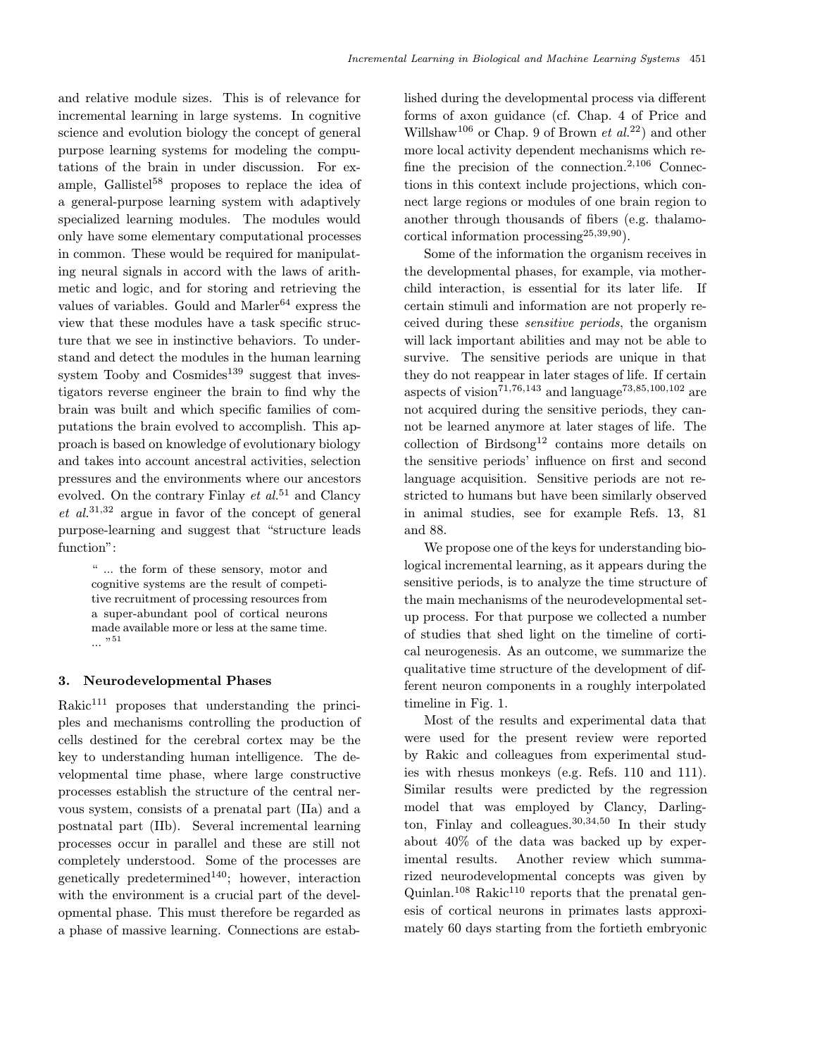and relative module sizes. This is of relevance for incremental learning in large systems. In cognitive science and evolution biology the concept of general purpose learning systems for modeling the computations of the brain in under discussion. For example, Gallistel[58] proposes to replace the idea of a general-purpose learning system with adaptively specialized learning modules. The modules would only have some elementary computational processes in common. These would be required for manipulating neural signals in accord with the laws of arithmetic and logic, and for storing and retrieving the values of variables. Gould and Marler[64] express the view that these modules have a task specific structure that we see in instinctive behaviors. To understand and detect the modules in the human learning system Tooby and Cosmides[139] suggest that investigators reverse engineer the brain to find why the brain was built and which specific families of computations the brain evolved to accomplish. This approach is based on knowledge of evolutionary biology and takes into account ancestral activities, selection pressures and the environments where our ancestors evolved. On the contrary Finlay *et al.*[51] and Clancy *et al.*[31,32] argue in favor of the concept of general purpose-learning and suggest that "structure leads function":

> " ... the form of these sensory, motor and cognitive systems are the result of competitive recruitment of processing resources from a super-abundant pool of cortical neurons made available more or less at the same time. ... "[51]

### 3. Neurodevelopmental Phases

Rakic[111] proposes that understanding the principles and mechanisms controlling the production of cells destined for the cerebral cortex may be the key to understanding human intelligence. The developmental time phase, where large constructive processes establish the structure of the central nervous system, consists of a prenatal part (IIa) and a postnatal part (IIb). Several incremental learning processes occur in parallel and these are still not completely understood. Some of the processes are genetically predetermined[140]; however, interaction with the environment is a crucial part of the developmental phase. This must therefore be regarded as a phase of massive learning. Connections are established during the developmental process via different forms of axon guidance (cf. Chap. 4 of Price and Willshaw[106] or Chap. 9 of Brown *et al.*[22]) and other more local activity dependent mechanisms which refine the precision of the connection.[2,106] Connections in this context include projections, which connect large regions or modules of one brain region to another through thousands of fibers (e.g. thalamocortical information processing[25,39,90]).

Some of the information the organism receives in the developmental phases, for example, via mother-child interaction, is essential for its later life. If certain stimuli and information are not properly received during these *sensitive periods*, the organism will lack important abilities and may not be able to survive. The sensitive periods are unique in that they do not reappear in later stages of life. If certain aspects of vision[71,76,143] and language[73,85,100,102] are not acquired during the sensitive periods, they cannot be learned anymore at later stages of life. The collection of Birdsong[12] contains more details on the sensitive periods' influence on first and second language acquisition. Sensitive periods are not restricted to humans but have been similarly observed in animal studies, see for example Refs. 13, 81 and 88.

We propose one of the keys for understanding biological incremental learning, as it appears during the sensitive periods, is to analyze the time structure of the main mechanisms of the neurodevelopmental setup process. For that purpose we collected a number of studies that shed light on the timeline of cortical neurogenesis. As an outcome, we summarize the qualitative time structure of the development of different neuron components in a roughly interpolated timeline in Fig. 1.

Most of the results and experimental data that were used for the present review were reported by Rakic and colleagues from experimental studies with rhesus monkeys (e.g. Refs. 110 and 111). Similar results were predicted by the regression model that was employed by Clancy, Darlington, Finlay and colleagues.[30,34,50] In their study about 40% of the data was backed up by experimental results. Another review which summarized neurodevelopmental concepts was given by Quinlan.[108] Rakic[110] reports that the prenatal genesis of cortical neurons in primates lasts approximately 60 days starting from the fortieth embryonic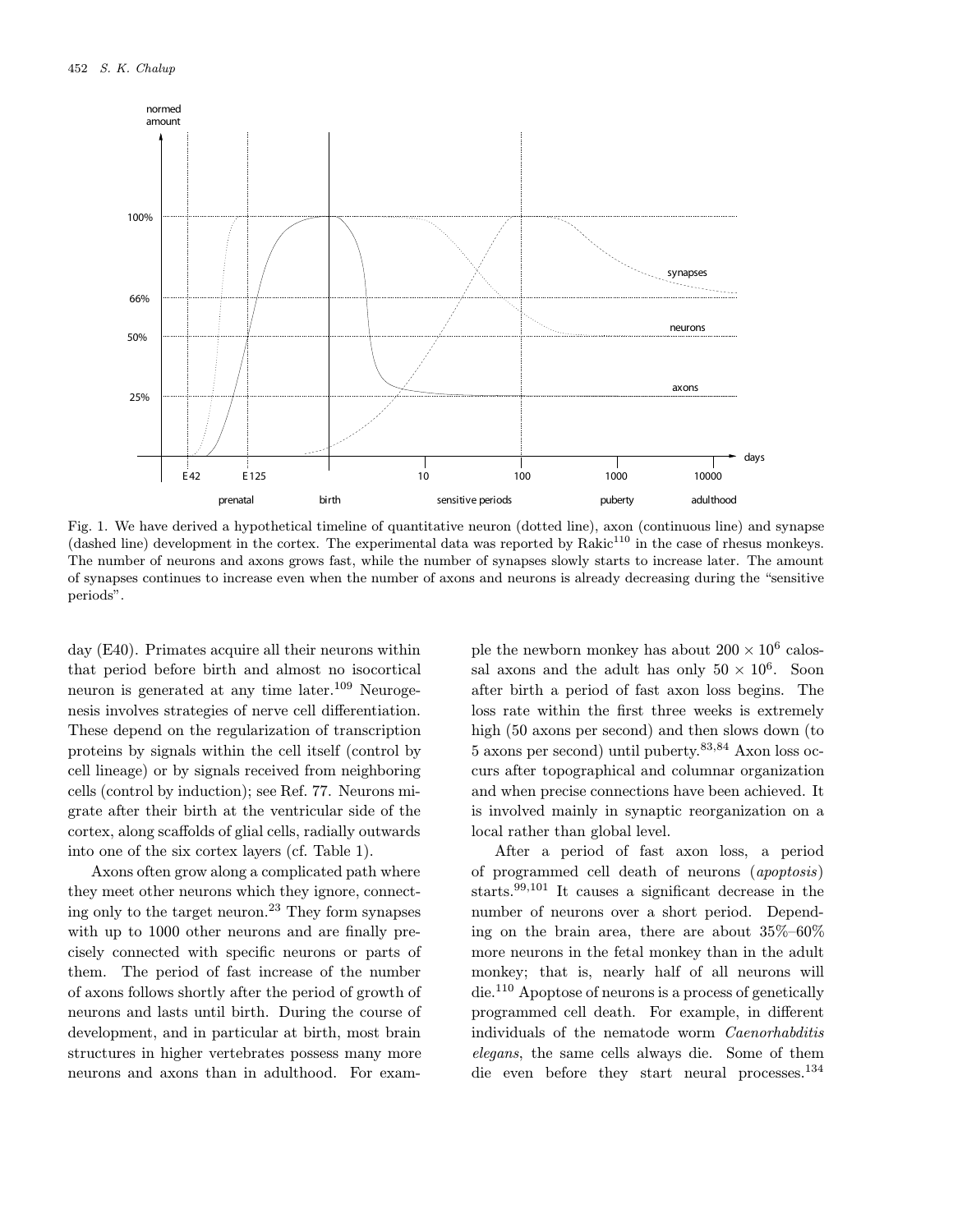Fig. 1. We have derived a hypothetical timeline of quantitative neuron (dotted line), axon (continuous line) and synapse (dashed line) development in the cortex. The experimental data was reported by Rakic[110] in the case of rhesus monkeys. The number of neurons and axons grows fast, while the number of synapses slowly starts to increase later. The amount of synapses continues to increase even when the number of axons and neurons is already decreasing during the "sensitive periods".

day (E40). Primates acquire all their neurons within that period before birth and almost no isocortical neuron is generated at any time later.[109] Neurogenesis involves strategies of nerve cell differentiation. These depend on the regularization of transcription proteins by signals within the cell itself (control by cell lineage) or by signals received from neighboring cells (control by induction); see Ref. 77. Neurons migrate after their birth at the ventricular side of the cortex, along scaffolds of glial cells, radially outwards into one of the six cortex layers (cf. Table 1).

Axons often grow along a complicated path where they meet other neurons which they ignore, connecting only to the target neuron.[23] They form synapses with up to 1000 other neurons and are finally precisely connected with specific neurons or parts of them. The period of fast increase of the number of axons follows shortly after the period of growth of neurons and lasts until birth. During the course of development, and in particular at birth, most brain structures in higher vertebrates possess many more neurons and axons than in adulthood. For example the newborn monkey has about $200 \times 10^6$ calossal axons and the adult has only $50 \times 10^6$. Soon after birth a period of fast axon loss begins. The loss rate within the first three weeks is extremely high (50 axons per second) and then slows down (to 5 axons per second) until puberty.[83,84] Axon loss occurs after topographical and columnar organization and when precise connections have been achieved. It is involved mainly in synaptic reorganization on a local rather than global level.

After a period of fast axon loss, a period of programmed cell death of neurons (*apoptosis*) starts.[99,101] It causes a significant decrease in the number of neurons over a short period. Depending on the brain area, there are about 35%–60% more neurons in the fetal monkey than in the adult monkey; that is, nearly half of all neurons will die.[110] Apoptose of neurons is a process of genetically programmed cell death. For example, in different individuals of the nematode worm *Caenorhabditis elegans*, the same cells always die. Some of them die even before they start neural processes.[134]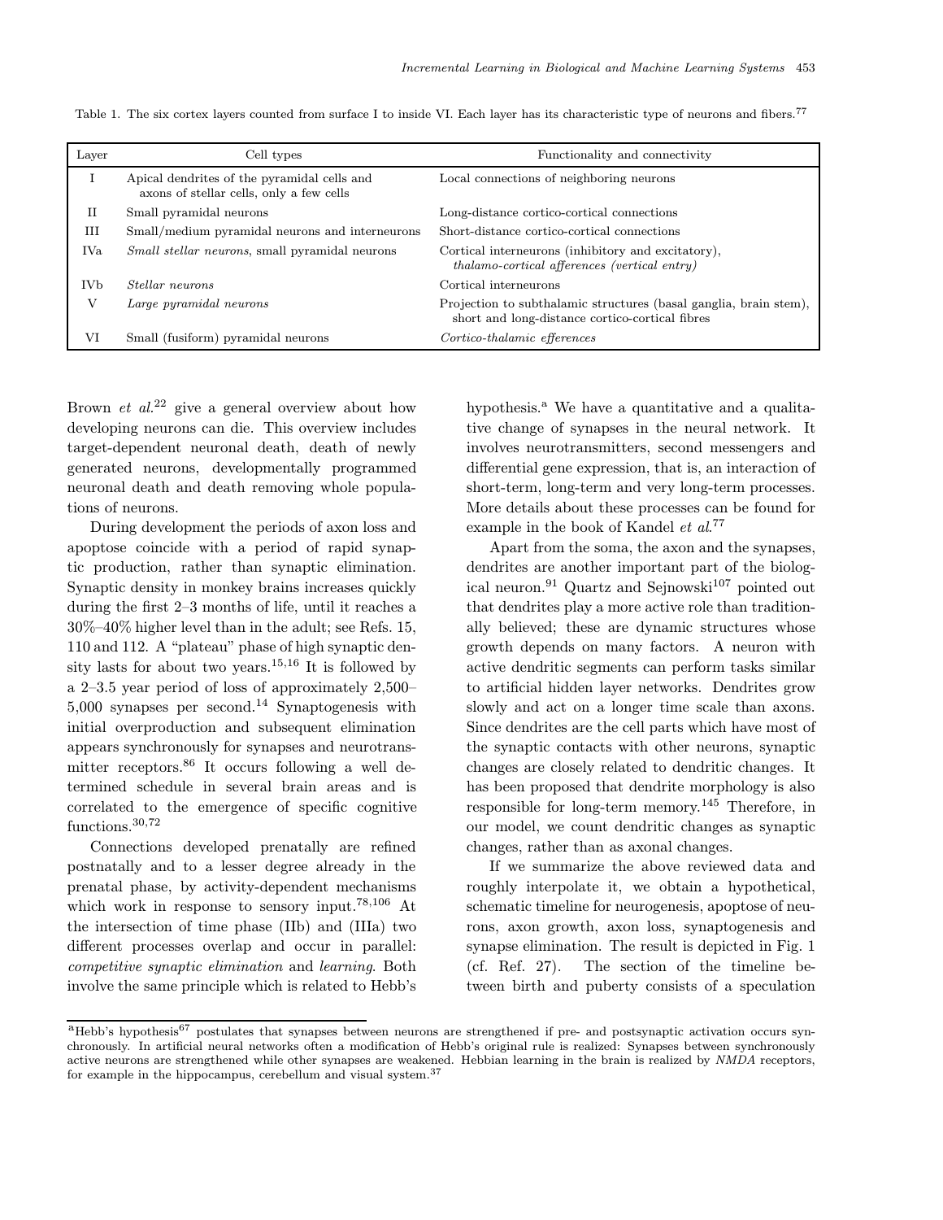Table 1. The six cortex layers counted from surface I to inside VI. Each layer has its characteristic type of neurons and fibers.[77]

| Layer | Cell types | Functionality and connectivity |
|---|---|---|
| I | Apical dendrites of the pyramidal cells and axons of stellar cells, only a few cells | Local connections of neighboring neurons |
| II | Small pyramidal neurons | Long-distance cortico-cortical connections |
| III | Small/medium pyramidal neurons and interneurons | Short-distance cortico-cortical connections |
| IVa | *Small stellar neurons*, small pyramidal neurons | Cortical interneurons (inhibitory and excitatory), *thalamo-cortical afferences (vertical entry)* |
| IVb | *Stellar neurons* | Cortical interneurons |
| V | *Large pyramidal neurons* | Projection to subthalamic structures (basal ganglia, brain stem), short and long-distance cortico-cortical fibres |
| VI | Small (fusiform) pyramidal neurons | *Cortico-thalamic efferences* |

Brown *et al.*[22] give a general overview about how developing neurons can die. This overview includes target-dependent neuronal death, death of newly generated neurons, developmentally programmed neuronal death and death removing whole populations of neurons.

During development the periods of axon loss and apoptose coincide with a period of rapid synaptic production, rather than synaptic elimination. Synaptic density in monkey brains increases quickly during the first 2–3 months of life, until it reaches a 30%–40% higher level than in the adult; see Refs. 15, 110 and 112. A "plateau" phase of high synaptic density lasts for about two years.[15,16] It is followed by a 2–3.5 year period of loss of approximately 2,500–5,000 synapses per second.[14] Synaptogenesis with initial overproduction and subsequent elimination appears synchronously for synapses and neurotransmitter receptors.[86] It occurs following a well determined schedule in several brain areas and is correlated to the emergence of specific cognitive functions.[30,72]

Connections developed prenatally are refined postnatally and to a lesser degree already in the prenatal phase, by activity-dependent mechanisms which work in response to sensory input.[78,106] At the intersection of time phase (IIb) and (IIIa) two different processes overlap and occur in parallel: *competitive synaptic elimination* and *learning*. Both involve the same principle which is related to Hebb's hypothesis.[a] We have a quantitative and a qualitative change of synapses in the neural network. It involves neurotransmitters, second messengers and differential gene expression, that is, an interaction of short-term, long-term and very long-term processes. More details about these processes can be found for example in the book of Kandel *et al.*[77]

Apart from the soma, the axon and the synapses, dendrites are another important part of the biological neuron.[91] Quartz and Sejnowski[107] pointed out that dendrites play a more active role than traditionally believed; these are dynamic structures whose growth depends on many factors. A neuron with active dendritic segments can perform tasks similar to artificial hidden layer networks. Dendrites grow slowly and act on a longer time scale than axons. Since dendrites are the cell parts which have most of the synaptic contacts with other neurons, synaptic changes are closely related to dendritic changes. It has been proposed that dendrite morphology is also responsible for long-term memory.[145] Therefore, in our model, we count dendritic changes as synaptic changes, rather than as axonal changes.

If we summarize the above reviewed data and roughly interpolate it, we obtain a hypothetical, schematic timeline for neurogenesis, apoptose of neurons, axon growth, axon loss, synaptogenesis and synapse elimination. The result is depicted in Fig. 1 (cf. Ref. 27). The section of the timeline between birth and puberty consists of a speculation

---

[a] Hebb's hypothesis[67] postulates that synapses between neurons are strengthened if pre- and postsynaptic activation occurs synchronously. In artificial neural networks often a modification of Hebb's original rule is realized: Synapses between synchronously active neurons are strengthened while other synapses are weakened. Hebbian learning in the brain is realized by *NMDA* receptors, for example in the hippocampus, cerebellum and visual system.[37]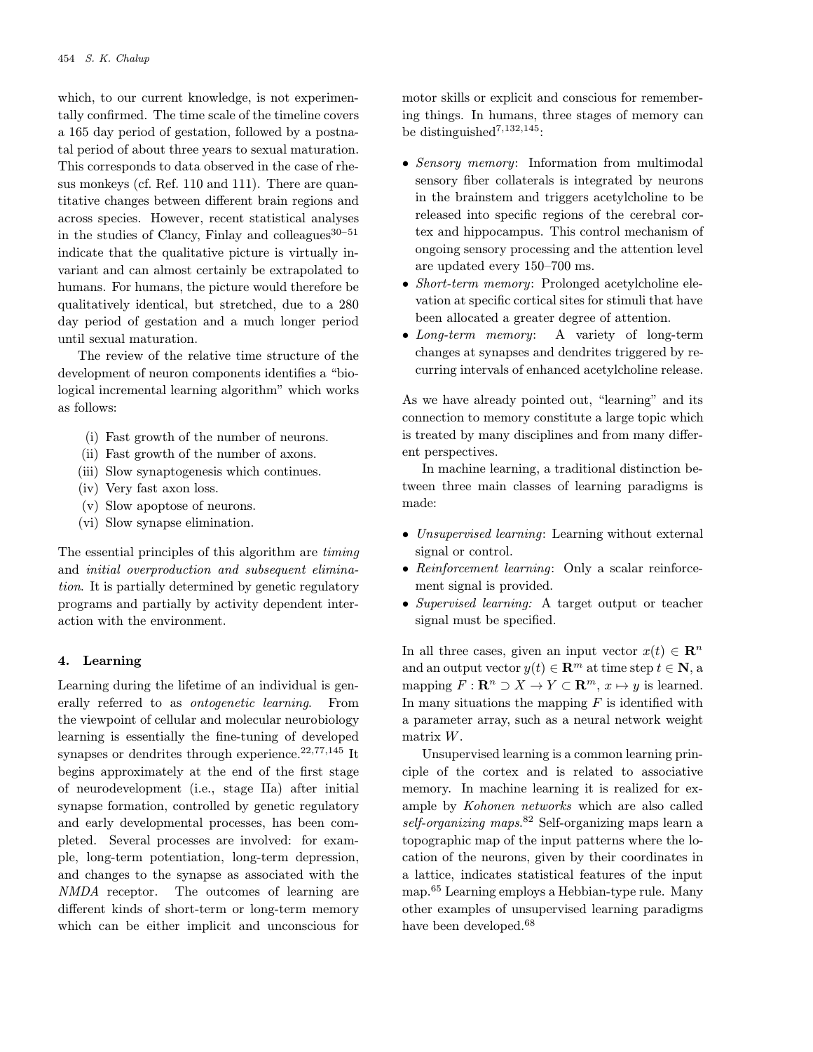which, to our current knowledge, is not experimentally confirmed. The time scale of the timeline covers a 165 day period of gestation, followed by a postnatal period of about three years to sexual maturation. This corresponds to data observed in the case of rhesus monkeys (cf. Ref. 110 and 111). There are quantitative changes between different brain regions and across species. However, recent statistical analyses in the studies of Clancy, Finlay and colleagues[30–51] indicate that the qualitative picture is virtually invariant and can almost certainly be extrapolated to humans. For humans, the picture would therefore be qualitatively identical, but stretched, due to a 280 day period of gestation and a much longer period until sexual maturation.

The review of the relative time structure of the development of neuron components identifies a "biological incremental learning algorithm" which works as follows:

(i) Fast growth of the number of neurons.
(ii) Fast growth of the number of axons.
(iii) Slow synaptogenesis which continues.
(iv) Very fast axon loss.
(v) Slow apoptose of neurons.
(vi) Slow synapse elimination.

The essential principles of this algorithm are *timing* and *initial overproduction and subsequent elimination*. It is partially determined by genetic regulatory programs and partially by activity dependent interaction with the environment.

## 4. Learning

Learning during the lifetime of an individual is generally referred to as *ontogenetic learning*. From the viewpoint of cellular and molecular neurobiology learning is essentially the fine-tuning of developed synapses or dendrites through experience.[22,77,145] It begins approximately at the end of the first stage of neurodevelopment (i.e., stage IIa) after initial synapse formation, controlled by genetic regulatory and early developmental processes, has been completed. Several processes are involved: for example, long-term potentiation, long-term depression, and changes to the synapse as associated with the *NMDA* receptor. The outcomes of learning are different kinds of short-term or long-term memory which can be either implicit and unconscious for motor skills or explicit and conscious for remembering things. In humans, three stages of memory can be distinguished[7,132,145]:

- *Sensory memory*: Information from multimodal sensory fiber collaterals is integrated by neurons in the brainstem and triggers acetylcholine to be released into specific regions of the cerebral cortex and hippocampus. This control mechanism of ongoing sensory processing and the attention level are updated every 150–700 ms.
- *Short-term memory*: Prolonged acetylcholine elevation at specific cortical sites for stimuli that have been allocated a greater degree of attention.
- *Long-term memory*: A variety of long-term changes at synapses and dendrites triggered by recurring intervals of enhanced acetylcholine release.

As we have already pointed out, "learning" and its connection to memory constitute a large topic which is treated by many disciplines and from many different perspectives.

In machine learning, a traditional distinction between three main classes of learning paradigms is made:

- *Unsupervised learning*: Learning without external signal or control.
- *Reinforcement learning*: Only a scalar reinforcement signal is provided.
- *Supervised learning:* A target output or teacher signal must be specified.

In all three cases, given an input vector $x(t) \in \mathbf{R}^n$ and an output vector $y(t) \in \mathbf{R}^m$ at time step $t \in \mathbf{N}$, a mapping $F : \mathbf{R}^n \supset X \to Y \subset \mathbf{R}^m$, $x \mapsto y$ is learned. In many situations the mapping $F$ is identified with a parameter array, such as a neural network weight matrix $W$.

Unsupervised learning is a common learning principle of the cortex and is related to associative memory. In machine learning it is realized for example by *Kohonen networks* which are also called *self-organizing maps*.[82] Self-organizing maps learn a topographic map of the input patterns where the location of the neurons, given by their coordinates in a lattice, indicates statistical features of the input map.[65] Learning employs a Hebbian-type rule. Many other examples of unsupervised learning paradigms have been developed.[68]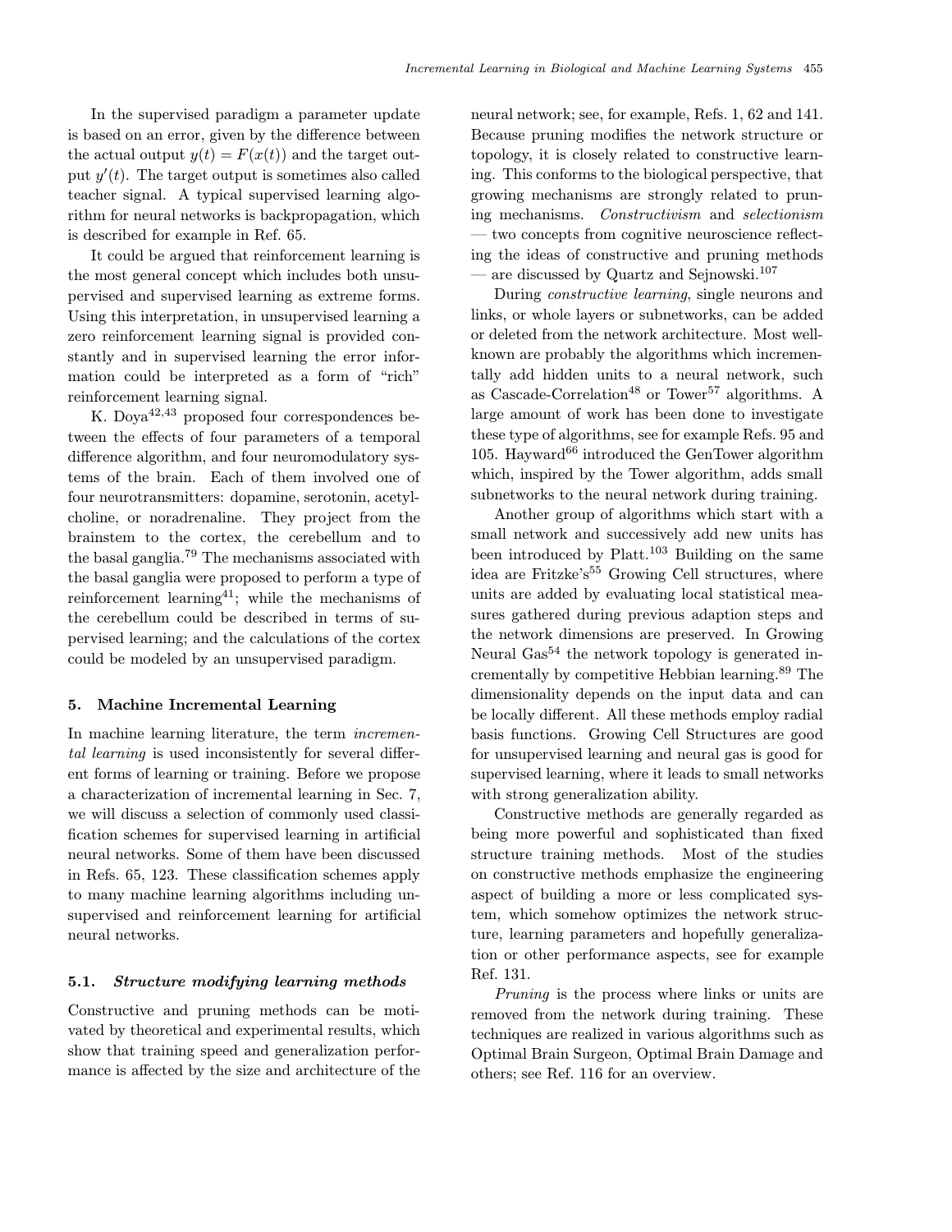In the supervised paradigm a parameter update is based on an error, given by the difference between the actual output $y(t) = F(x(t))$ and the target output $y'(t)$. The target output is sometimes also called teacher signal. A typical supervised learning algorithm for neural networks is backpropagation, which is described for example in Ref. 65.

It could be argued that reinforcement learning is the most general concept which includes both unsupervised and supervised learning as extreme forms. Using this interpretation, in unsupervised learning a zero reinforcement learning signal is provided constantly and in supervised learning the error information could be interpreted as a form of "rich" reinforcement learning signal.

K. Doya[42,43] proposed four correspondences between the effects of four parameters of a temporal difference algorithm, and four neuromodulatory systems of the brain. Each of them involved one of four neurotransmitters: dopamine, serotonin, acetylcholine, or noradrenaline. They project from the brainstem to the cortex, the cerebellum and to the basal ganglia.[79] The mechanisms associated with the basal ganglia were proposed to perform a type of reinforcement learning[41]; while the mechanisms of the cerebellum could be described in terms of supervised learning; and the calculations of the cortex could be modeled by an unsupervised paradigm.

## 5. Machine Incremental Learning

In machine learning literature, the term *incremental learning* is used inconsistently for several different forms of learning or training. Before we propose a characterization of incremental learning in Sec. 7, we will discuss a selection of commonly used classification schemes for supervised learning in artificial neural networks. Some of them have been discussed in Refs. 65, 123. These classification schemes apply to many machine learning algorithms including unsupervised and reinforcement learning for artificial neural networks.

### 5.1. *Structure modifying learning methods*

Constructive and pruning methods can be motivated by theoretical and experimental results, which show that training speed and generalization performance is affected by the size and architecture of the neural network; see, for example, Refs. 1, 62 and 141. Because pruning modifies the network structure or topology, it is closely related to constructive learning. This conforms to the biological perspective, that growing mechanisms are strongly related to pruning mechanisms. *Constructivism* and *selectionism* — two concepts from cognitive neuroscience reflecting the ideas of constructive and pruning methods — are discussed by Quartz and Sejnowski.[107]

During *constructive learning*, single neurons and links, or whole layers or subnetworks, can be added or deleted from the network architecture. Most well-known are probably the algorithms which incrementally add hidden units to a neural network, such as Cascade-Correlation[48] or Tower[57] algorithms. A large amount of work has been done to investigate these type of algorithms, see for example Refs. 95 and 105. Hayward[66] introduced the GenTower algorithm which, inspired by the Tower algorithm, adds small subnetworks to the neural network during training.

Another group of algorithms which start with a small network and successively add new units has been introduced by Platt.[103] Building on the same idea are Fritzke's[55] Growing Cell structures, where units are added by evaluating local statistical measures gathered during previous adaption steps and the network dimensions are preserved. In Growing Neural Gas[54] the network topology is generated incrementally by competitive Hebbian learning.[89] The dimensionality depends on the input data and can be locally different. All these methods employ radial basis functions. Growing Cell Structures are good for unsupervised learning and neural gas is good for supervised learning, where it leads to small networks with strong generalization ability.

Constructive methods are generally regarded as being more powerful and sophisticated than fixed structure training methods. Most of the studies on constructive methods emphasize the engineering aspect of building a more or less complicated system, which somehow optimizes the network structure, learning parameters and hopefully generalization or other performance aspects, see for example Ref. 131.

*Pruning* is the process where links or units are removed from the network during training. These techniques are realized in various algorithms such as Optimal Brain Surgeon, Optimal Brain Damage and others; see Ref. 116 for an overview.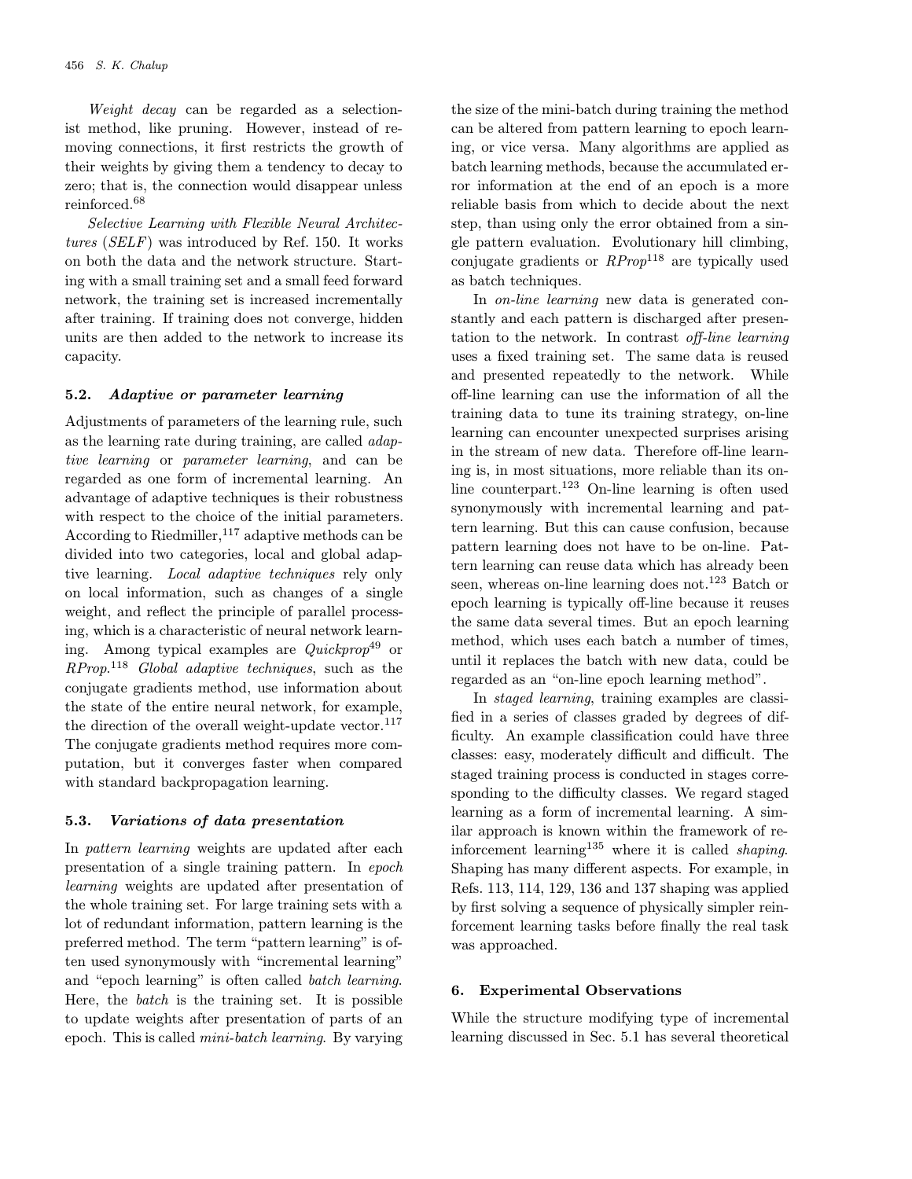*Weight decay* can be regarded as a selectionist method, like pruning. However, instead of removing connections, it first restricts the growth of their weights by giving them a tendency to decay to zero; that is, the connection would disappear unless reinforced.[68]

*Selective Learning with Flexible Neural Architectures* (*SELF*) was introduced by Ref. 150. It works on both the data and the network structure. Starting with a small training set and a small feed forward network, the training set is increased incrementally after training. If training does not converge, hidden units are then added to the network to increase its capacity.

### 5.2. *Adaptive or parameter learning*

Adjustments of parameters of the learning rule, such as the learning rate during training, are called *adaptive learning* or *parameter learning*, and can be regarded as one form of incremental learning. An advantage of adaptive techniques is their robustness with respect to the choice of the initial parameters. According to Riedmiller,[117] adaptive methods can be divided into two categories, local and global adaptive learning. *Local adaptive techniques* rely only on local information, such as changes of a single weight, and reflect the principle of parallel processing, which is a characteristic of neural network learning. Among typical examples are *Quickprop*[49] or *RProp*.[118] *Global adaptive techniques*, such as the conjugate gradients method, use information about the state of the entire neural network, for example, the direction of the overall weight-update vector.[117] The conjugate gradients method requires more computation, but it converges faster when compared with standard backpropagation learning.

### 5.3. *Variations of data presentation*

In *pattern learning* weights are updated after each presentation of a single training pattern. In *epoch learning* weights are updated after presentation of the whole training set. For large training sets with a lot of redundant information, pattern learning is the preferred method. The term "pattern learning" is often used synonymously with "incremental learning" and "epoch learning" is often called *batch learning*. Here, the *batch* is the training set. It is possible to update weights after presentation of parts of an epoch. This is called *mini-batch learning*. By varying the size of the mini-batch during training the method can be altered from pattern learning to epoch learning, or vice versa. Many algorithms are applied as batch learning methods, because the accumulated error information at the end of an epoch is a more reliable basis from which to decide about the next step, than using only the error obtained from a single pattern evaluation. Evolutionary hill climbing, conjugate gradients or *RProp*[118] are typically used as batch techniques.

In *on-line learning* new data is generated constantly and each pattern is discharged after presentation to the network. In contrast *off-line learning* uses a fixed training set. The same data is reused and presented repeatedly to the network. While off-line learning can use the information of all the training data to tune its training strategy, on-line learning can encounter unexpected surprises arising in the stream of new data. Therefore off-line learning is, in most situations, more reliable than its on-line counterpart.[123] On-line learning is often used synonymously with incremental learning and pattern learning. But this can cause confusion, because pattern learning does not have to be on-line. Pattern learning can reuse data which has already been seen, whereas on-line learning does not.[123] Batch or epoch learning is typically off-line because it reuses the same data several times. But an epoch learning method, which uses each batch a number of times, until it replaces the batch with new data, could be regarded as an "on-line epoch learning method".

In *staged learning*, training examples are classified in a series of classes graded by degrees of difficulty. An example classification could have three classes: easy, moderately difficult and difficult. The staged training process is conducted in stages corresponding to the difficulty classes. We regard staged learning as a form of incremental learning. A similar approach is known within the framework of reinforcement learning[135] where it is called *shaping*. Shaping has many different aspects. For example, in Refs. 113, 114, 129, 136 and 137 shaping was applied by first solving a sequence of physically simpler reinforcement learning tasks before finally the real task was approached.

## 6. Experimental Observations

While the structure modifying type of incremental learning discussed in Sec. 5.1 has several theoretical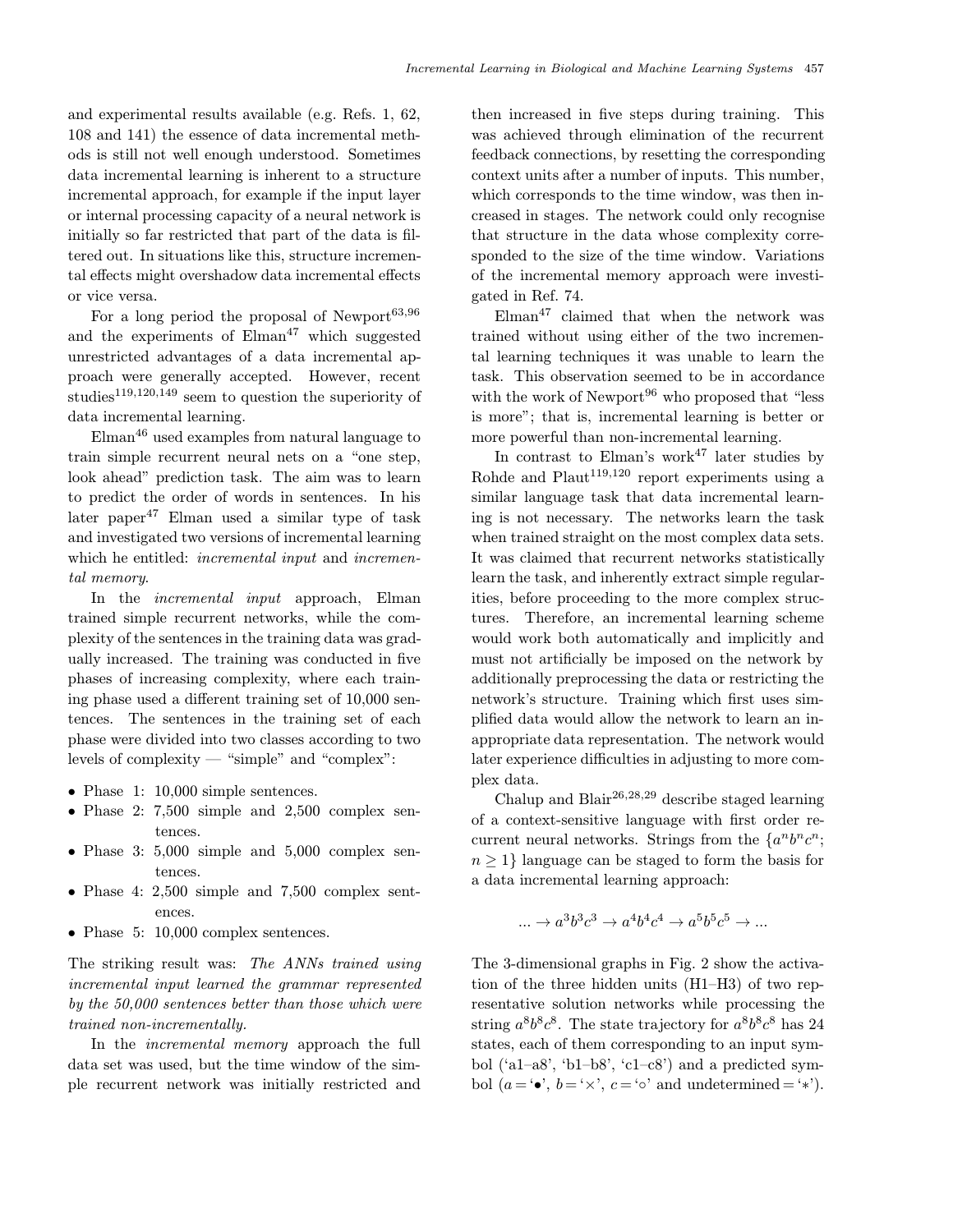and experimental results available (e.g. Refs. 1, 62, 108 and 141) the essence of data incremental methods is still not well enough understood. Sometimes data incremental learning is inherent to a structure incremental approach, for example if the input layer or internal processing capacity of a neural network is initially so far restricted that part of the data is filtered out. In situations like this, structure incremental effects might overshadow data incremental effects or vice versa.

For a long period the proposal of Newport[63,96] and the experiments of Elman[47] which suggested unrestricted advantages of a data incremental approach were generally accepted. However, recent studies[119,120,149] seem to question the superiority of data incremental learning.

Elman[46] used examples from natural language to train simple recurrent neural nets on a "one step, look ahead" prediction task. The aim was to learn to predict the order of words in sentences. In his later paper[47] Elman used a similar type of task and investigated two versions of incremental learning which he entitled: *incremental input* and *incremental memory*.

In the *incremental input* approach, Elman trained simple recurrent networks, while the complexity of the sentences in the training data was gradually increased. The training was conducted in five phases of increasing complexity, where each training phase used a different training set of 10,000 sentences. The sentences in the training set of each phase were divided into two classes according to two levels of complexity — "simple" and "complex":

- Phase 1: 10,000 simple sentences.
- Phase 2: 7,500 simple and 2,500 complex sentences.
- Phase 3: 5,000 simple and 5,000 complex sentences.
- Phase 4: 2,500 simple and 7,500 complex sentences.
- Phase 5: 10,000 complex sentences.

The striking result was: *The ANNs trained using incremental input learned the grammar represented by the 50,000 sentences better than those which were trained non-incrementally.*

In the *incremental memory* approach the full data set was used, but the time window of the simple recurrent network was initially restricted and then increased in five steps during training. This was achieved through elimination of the recurrent feedback connections, by resetting the corresponding context units after a number of inputs. This number, which corresponds to the time window, was then increased in stages. The network could only recognise that structure in the data whose complexity corresponded to the size of the time window. Variations of the incremental memory approach were investigated in Ref. 74.

Elman[47] claimed that when the network was trained without using either of the two incremental learning techniques it was unable to learn the task. This observation seemed to be in accordance with the work of Newport[96] who proposed that "less is more"; that is, incremental learning is better or more powerful than non-incremental learning.

In contrast to Elman's work[47] later studies by Rohde and Plaut[119,120] report experiments using a similar language task that data incremental learning is not necessary. The networks learn the task when trained straight on the most complex data sets. It was claimed that recurrent networks statistically learn the task, and inherently extract simple regularities, before proceeding to the more complex structures. Therefore, an incremental learning scheme would work both automatically and implicitly and must not artificially be imposed on the network by additionally preprocessing the data or restricting the network's structure. Training which first uses simplified data would allow the network to learn an inappropriate data representation. The network would later experience difficulties in adjusting to more complex data.

Chalup and Blair[26,28,29] describe staged learning of a context-sensitive language with first order recurrent neural networks. Strings from the $\{a^n b^n c^n;\ n \geq 1\}$ language can be staged to form the basis for a data incremental learning approach:

$$... \rightarrow a^3b^3c^3 \rightarrow a^4b^4c^4 \rightarrow a^5b^5c^5 \rightarrow ...$$

The 3-dimensional graphs in Fig. 2 show the activation of the three hidden units (H1–H3) of two representative solution networks while processing the string $a^8b^8c^8$. The state trajectory for $a^8b^8c^8$ has 24 states, each of them corresponding to an input symbol ('a1–a8', 'b1–b8', 'c1–c8') and a predicted symbol ($a =$ '•', $b =$ '×', $c =$ '◦' and undetermined = '∗').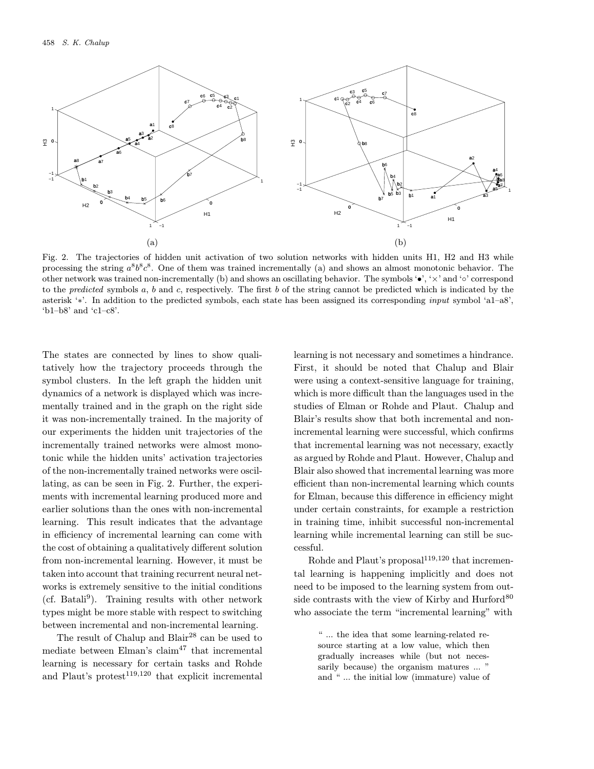(a)

(b)

Fig. 2. The trajectories of hidden unit activation of two solution networks with hidden units H1, H2 and H3 while processing the string $a^8b^8c^8$. One of them was trained incrementally (a) and shows an almost monotonic behavior. The other network was trained non-incrementally (b) and shows an oscillating behavior. The symbols '•', '×' and '○' correspond to the *predicted* symbols $a$, $b$ and $c$, respectively. The first $b$ of the string cannot be predicted which is indicated by the asterisk '∗'. In addition to the predicted symbols, each state has been assigned its corresponding *input* symbol 'a1–a8', 'b1–b8' and 'c1–c8'.

The states are connected by lines to show qualitatively how the trajectory proceeds through the symbol clusters. In the left graph the hidden unit dynamics of a network is displayed which was incrementally trained and in the graph on the right side it was non-incrementally trained. In the majority of our experiments the hidden unit trajectories of the incrementally trained networks were almost monotonic while the hidden units' activation trajectories of the non-incrementally trained networks were oscillating, as can be seen in Fig. 2. Further, the experiments with incremental learning produced more and earlier solutions than the ones with non-incremental learning. This result indicates that the advantage in efficiency of incremental learning can come with the cost of obtaining a qualitatively different solution from non-incremental learning. However, it must be taken into account that training recurrent neural networks is extremely sensitive to the initial conditions (cf. Batali[9]). Training results with other network types might be more stable with respect to switching between incremental and non-incremental learning.

The result of Chalup and Blair[28] can be used to mediate between Elman's claim[47] that incremental learning is necessary for certain tasks and Rohde and Plaut's protest[119,120] that explicit incremental learning is not necessary and sometimes a hindrance. First, it should be noted that Chalup and Blair were using a context-sensitive language for training, which is more difficult than the languages used in the studies of Elman or Rohde and Plaut. Chalup and Blair's results show that both incremental and non-incremental learning were successful, which confirms that incremental learning was not necessary, exactly as argued by Rohde and Plaut. However, Chalup and Blair also showed that incremental learning was more efficient than non-incremental learning which counts for Elman, because this difference in efficiency might under certain constraints, for example a restriction in training time, inhibit successful non-incremental learning while incremental learning can still be successful.

Rohde and Plaut's proposal[119,120] that incremental learning is happening implicitly and does not need to be imposed to the learning system from outside contrasts with the view of Kirby and Hurford[80] who associate the term "incremental learning" with

> " ... the idea that some learning-related resource starting at a low value, which then gradually increases while (but not necessarily because) the organism matures ... " and " ... the initial low (immature) value of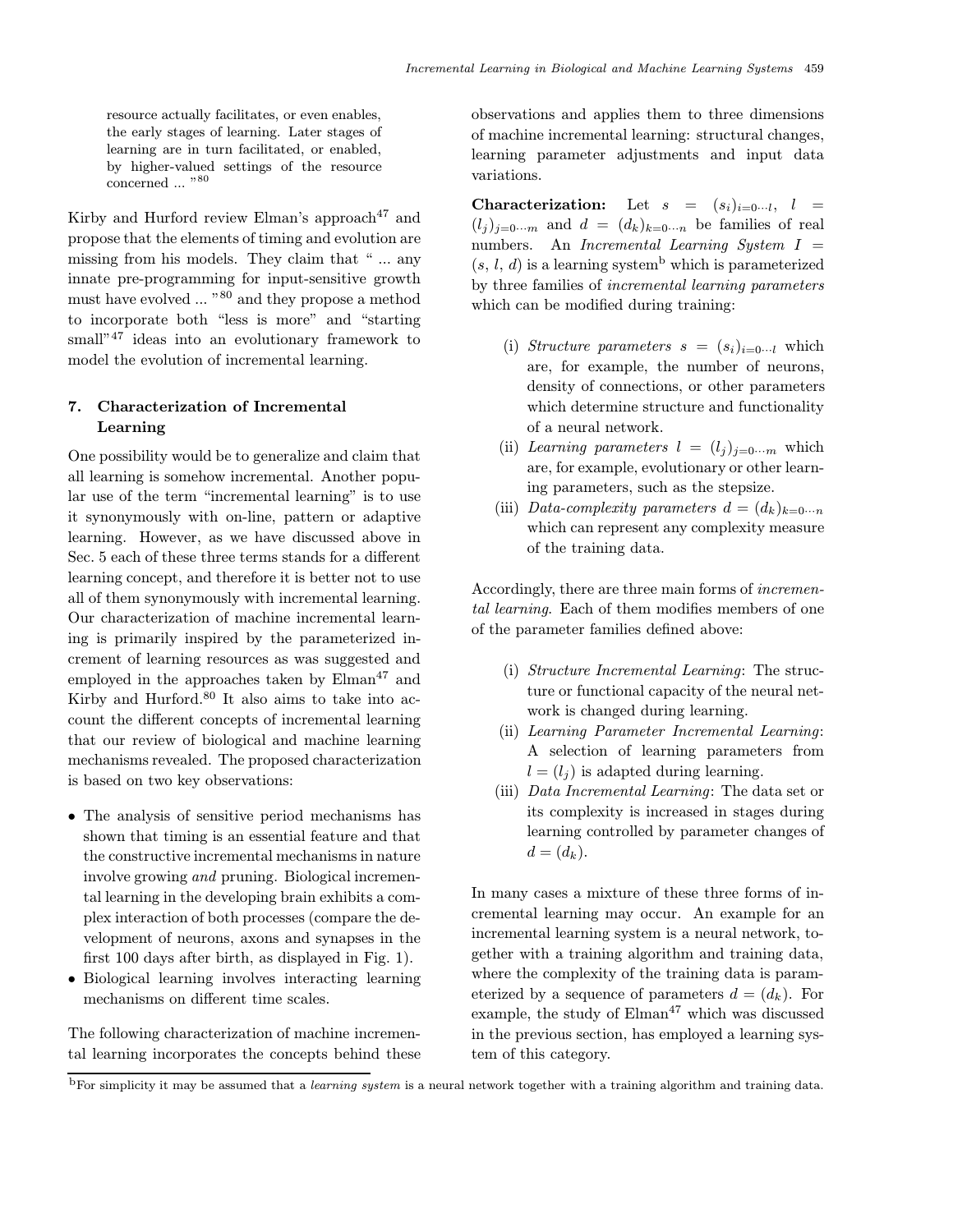resource actually facilitates, or even enables, the early stages of learning. Later stages of learning are in turn facilitated, or enabled, by higher-valued settings of the resource concerned ... "[80]

Kirby and Hurford review Elman's approach[47] and propose that the elements of timing and evolution are missing from his models. They claim that " ... any innate pre-programming for input-sensitive growth must have evolved ... "[80] and they propose a method to incorporate both "less is more" and "starting small"[47] ideas into an evolutionary framework to model the evolution of incremental learning.

## 7. Characterization of Incremental Learning

One possibility would be to generalize and claim that all learning is somehow incremental. Another popular use of the term "incremental learning" is to use it synonymously with on-line, pattern or adaptive learning. However, as we have discussed above in Sec. 5 each of these three terms stands for a different learning concept, and therefore it is better not to use all of them synonymously with incremental learning. Our characterization of machine incremental learning is primarily inspired by the parameterized increment of learning resources as was suggested and employed in the approaches taken by Elman[47] and Kirby and Hurford.[80] It also aims to take into account the different concepts of incremental learning that our review of biological and machine learning mechanisms revealed. The proposed characterization is based on two key observations:

- The analysis of sensitive period mechanisms has shown that timing is an essential feature and that the constructive incremental mechanisms in nature involve growing *and* pruning. Biological incremental learning in the developing brain exhibits a complex interaction of both processes (compare the development of neurons, axons and synapses in the first 100 days after birth, as displayed in Fig. 1).
- Biological learning involves interacting learning mechanisms on different time scales.

The following characterization of machine incremental learning incorporates the concepts behind these observations and applies them to three dimensions of machine incremental learning: structural changes, learning parameter adjustments and input data variations.

**Characterization:** Let $s = (s_i)_{i=0\cdots l}$, $l = (l_j)_{j=0\cdots m}$ and $d = (d_k)_{k=0\cdots n}$ be families of real numbers. An *Incremental Learning System* $I = (s, l, d)$ is a learning system[b] which is parameterized by three families of *incremental learning parameters* which can be modified during training:

(i) *Structure parameters* $s = (s_i)_{i=0\cdots l}$ which are, for example, the number of neurons, density of connections, or other parameters which determine structure and functionality of a neural network.
(ii) *Learning parameters* $l = (l_j)_{j=0\cdots m}$ which are, for example, evolutionary or other learning parameters, such as the stepsize.
(iii) *Data-complexity parameters* $d = (d_k)_{k=0\cdots n}$ which can represent any complexity measure of the training data.

Accordingly, there are three main forms of *incremental learning*. Each of them modifies members of one of the parameter families defined above:

(i) *Structure Incremental Learning*: The structure or functional capacity of the neural network is changed during learning.
(ii) *Learning Parameter Incremental Learning*: A selection of learning parameters from $l = (l_j)$ is adapted during learning.
(iii) *Data Incremental Learning*: The data set or its complexity is increased in stages during learning controlled by parameter changes of $d = (d_k)$.

In many cases a mixture of these three forms of incremental learning may occur. An example for an incremental learning system is a neural network, together with a training algorithm and training data, where the complexity of the training data is parameterized by a sequence of parameters $d = (d_k)$. For example, the study of Elman[47] which was discussed in the previous section, has employed a learning system of this category.

[b] For simplicity it may be assumed that a *learning system* is a neural network together with a training algorithm and training data.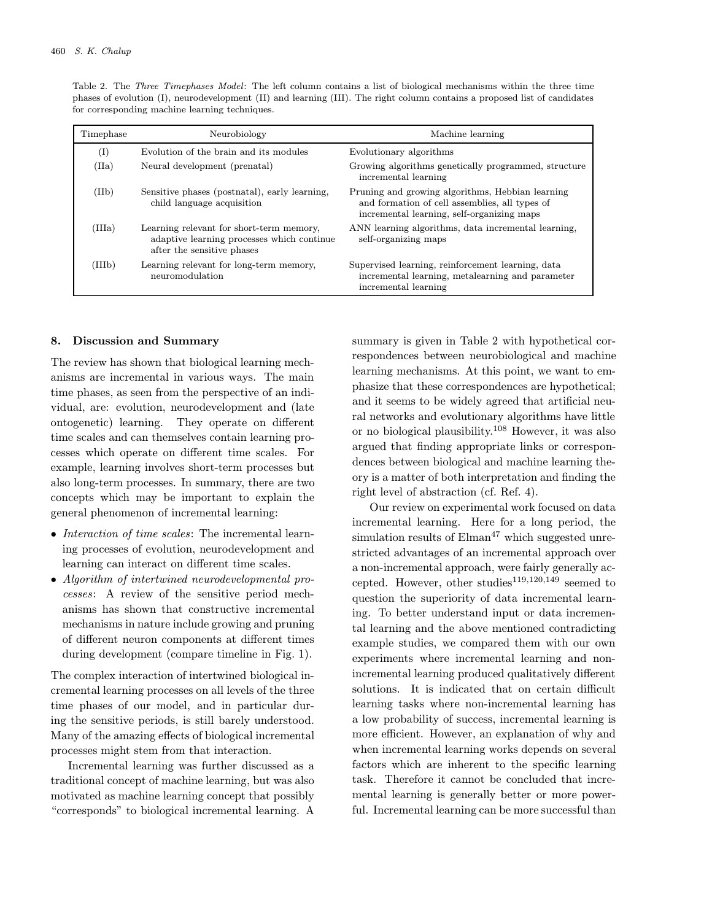Table 2. The *Three Timephases Model*: The left column contains a list of biological mechanisms within the three time phases of evolution (I), neurodevelopment (II) and learning (III). The right column contains a proposed list of candidates for corresponding machine learning techniques.

| Timephase | Neurobiology | Machine learning |
|---|---|---|
| (I) | Evolution of the brain and its modules | Evolutionary algorithms |
| (IIa) | Neural development (prenatal) | Growing algorithms genetically programmed, structure incremental learning |
| (IIb) | Sensitive phases (postnatal), early learning, child language acquisition | Pruning and growing algorithms, Hebbian learning and formation of cell assemblies, all types of incremental learning, self-organizing maps |
| (IIIa) | Learning relevant for short-term memory, adaptive learning processes which continue after the sensitive phases | ANN learning algorithms, data incremental learning, self-organizing maps |
| (IIIb) | Learning relevant for long-term memory, neuromodulation | Supervised learning, reinforcement learning, data incremental learning, metalearning and parameter incremental learning |

## 8. Discussion and Summary

The review has shown that biological learning mechanisms are incremental in various ways. The main time phases, as seen from the perspective of an individual, are: evolution, neurodevelopment and (late ontogenetic) learning. They operate on different time scales and can themselves contain learning processes which operate on different time scales. For example, learning involves short-term processes but also long-term processes. In summary, there are two concepts which may be important to explain the general phenomenon of incremental learning:

- *Interaction of time scales*: The incremental learning processes of evolution, neurodevelopment and learning can interact on different time scales.
- *Algorithm of intertwined neurodevelopmental processes*: A review of the sensitive period mechanisms has shown that constructive incremental mechanisms in nature include growing and pruning of different neuron components at different times during development (compare timeline in Fig. 1).

The complex interaction of intertwined biological incremental learning processes on all levels of the three time phases of our model, and in particular during the sensitive periods, is still barely understood. Many of the amazing effects of biological incremental processes might stem from that interaction.

Incremental learning was further discussed as a traditional concept of machine learning, but was also motivated as machine learning concept that possibly "corresponds" to biological incremental learning. A summary is given in Table 2 with hypothetical correspondences between neurobiological and machine learning mechanisms. At this point, we want to emphasize that these correspondences are hypothetical; and it seems to be widely agreed that artificial neural networks and evolutionary algorithms have little or no biological plausibility.[108] However, it was also argued that finding appropriate links or correspondences between biological and machine learning theory is a matter of both interpretation and finding the right level of abstraction (cf. Ref. 4).

Our review on experimental work focused on data incremental learning. Here for a long period, the simulation results of Elman[47] which suggested unrestricted advantages of an incremental approach over a non-incremental approach, were fairly generally accepted. However, other studies[119,120,149] seemed to question the superiority of data incremental learning. To better understand input or data incremental learning and the above mentioned contradicting example studies, we compared them with our own experiments where incremental learning and non-incremental learning produced qualitatively different solutions. It is indicated that on certain difficult learning tasks where non-incremental learning has a low probability of success, incremental learning is more efficient. However, an explanation of why and when incremental learning works depends on several factors which are inherent to the specific learning task. Therefore it cannot be concluded that incremental learning is generally better or more powerful. Incremental learning can be more successful than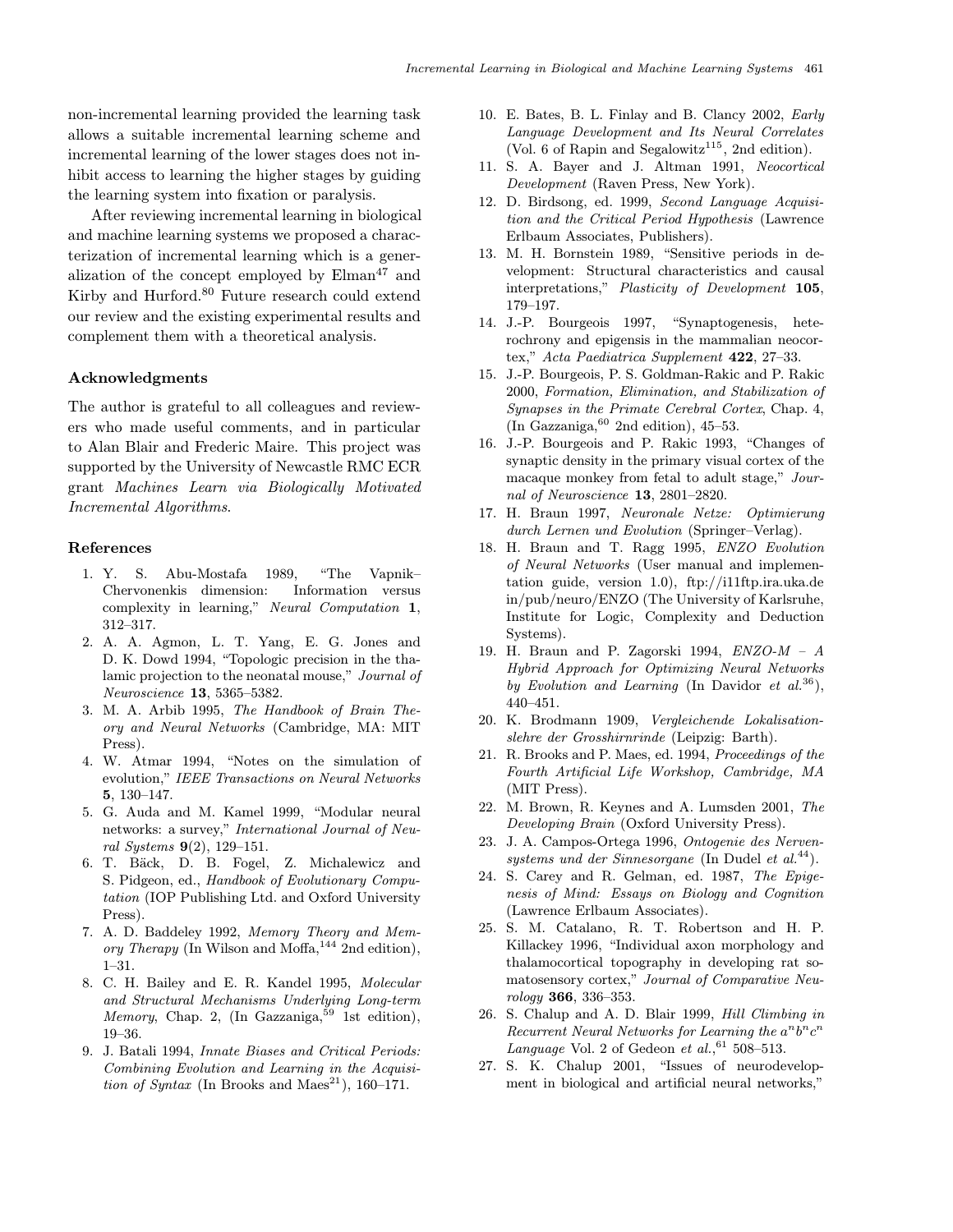non-incremental learning provided the learning task allows a suitable incremental learning scheme and incremental learning of the lower stages does not inhibit access to learning the higher stages by guiding the learning system into fixation or paralysis.

After reviewing incremental learning in biological and machine learning systems we proposed a characterization of incremental learning which is a generalization of the concept employed by Elman[47] and Kirby and Hurford.[80] Future research could extend our review and the existing experimental results and complement them with a theoretical analysis.

### Acknowledgments

The author is grateful to all colleagues and reviewers who made useful comments, and in particular to Alan Blair and Frederic Maire. This project was supported by the University of Newcastle RMC ECR grant *Machines Learn via Biologically Motivated Incremental Algorithms*.

### References

1. Y. S. Abu-Mostafa 1989, "The Vapnik–Chervonenkis dimension: Information versus complexity in learning," *Neural Computation* **1**, 312–317.
2. A. A. Agmon, L. T. Yang, E. G. Jones and D. K. Dowd 1994, "Topologic precision in the thalamic projection to the neonatal mouse," *Journal of Neuroscience* **13**, 5365–5382.
3. M. A. Arbib 1995, *The Handbook of Brain Theory and Neural Networks* (Cambridge, MA: MIT Press).
4. W. Atmar 1994, "Notes on the simulation of evolution," *IEEE Transactions on Neural Networks* **5**, 130–147.
5. G. Auda and M. Kamel 1999, "Modular neural networks: a survey," *International Journal of Neural Systems* **9**(2), 129–151.
6. T. Bäck, D. B. Fogel, Z. Michalewicz and S. Pidgeon, ed., *Handbook of Evolutionary Computation* (IOP Publishing Ltd. and Oxford University Press).
7. A. D. Baddeley 1992, *Memory Theory and Memory Therapy* (In Wilson and Moffa,[144] 2nd edition), 1–31.
8. C. H. Bailey and E. R. Kandel 1995, *Molecular and Structural Mechanisms Underlying Long-term Memory*, Chap. 2, (In Gazzaniga,[59] 1st edition), 19–36.
9. J. Batali 1994, *Innate Biases and Critical Periods: Combining Evolution and Learning in the Acquisition of Syntax* (In Brooks and Maes[21]), 160–171.
10. E. Bates, B. L. Finlay and B. Clancy 2002, *Early Language Development and Its Neural Correlates* (Vol. 6 of Rapin and Segalowitz[115], 2nd edition).
11. S. A. Bayer and J. Altman 1991, *Neocortical Development* (Raven Press, New York).
12. D. Birdsong, ed. 1999, *Second Language Acquisition and the Critical Period Hypothesis* (Lawrence Erlbaum Associates, Publishers).
13. M. H. Bornstein 1989, "Sensitive periods in development: Structural characteristics and causal interpretations," *Plasticity of Development* **105**, 179–197.
14. J.-P. Bourgeois 1997, "Synaptogenesis, heterochrony and epigenesis in the mammalian neocortex," *Acta Paediatrica Supplement* **422**, 27–33.
15. J.-P. Bourgeois, P. S. Goldman-Rakic and P. Rakic 2000, *Formation, Elimination, and Stabilization of Synapses in the Primate Cerebral Cortex*, Chap. 4, (In Gazzaniga,[60] 2nd edition), 45–53.
16. J.-P. Bourgeois and P. Rakic 1993, "Changes of synaptic density in the primary visual cortex of the macaque monkey from fetal to adult stage," *Journal of Neuroscience* **13**, 2801–2820.
17. H. Braun 1997, *Neuronale Netze: Optimierung durch Lernen und Evolution* (Springer–Verlag).
18. H. Braun and T. Ragg 1995, *ENZO Evolution of Neural Networks* (User manual and implementation guide, version 1.0), ftp://i11ftp.ira.uka.de in/pub/neuro/ENZO (The University of Karlsruhe, Institute for Logic, Complexity and Deduction Systems).
19. H. Braun and P. Zagorski 1994, *ENZO-M – A Hybrid Approach for Optimizing Neural Networks by Evolution and Learning* (In Davidor *et al.*[36]), 440–451.
20. K. Brodmann 1909, *Vergleichende Lokalisationslehre der Grosshirnrinde* (Leipzig: Barth).
21. R. Brooks and P. Maes, ed. 1994, *Proceedings of the Fourth Artificial Life Workshop, Cambridge, MA* (MIT Press).
22. M. Brown, R. Keynes and A. Lumsden 2001, *The Developing Brain* (Oxford University Press).
23. J. A. Campos-Ortega 1996, *Ontogenie des Nervensystems und der Sinnesorgane* (In Dudel *et al.*[44]).
24. S. Carey and R. Gelman, ed. 1987, *The Epigenesis of Mind: Essays on Biology and Cognition* (Lawrence Erlbaum Associates).
25. S. M. Catalano, R. T. Robertson and H. P. Killackey 1996, "Individual axon morphology and thalamocortical topography in developing rat somatosensory cortex," *Journal of Comparative Neurology* **366**, 336–353.
26. S. Chalup and A. D. Blair 1999, *Hill Climbing in Recurrent Neural Networks for Learning the $a^n b^n c^n$ Language* Vol. 2 of Gedeon *et al.*,[61] 508–513.
27. S. K. Chalup 2001, "Issues of neurodevelopment in biological and artificial neural networks,"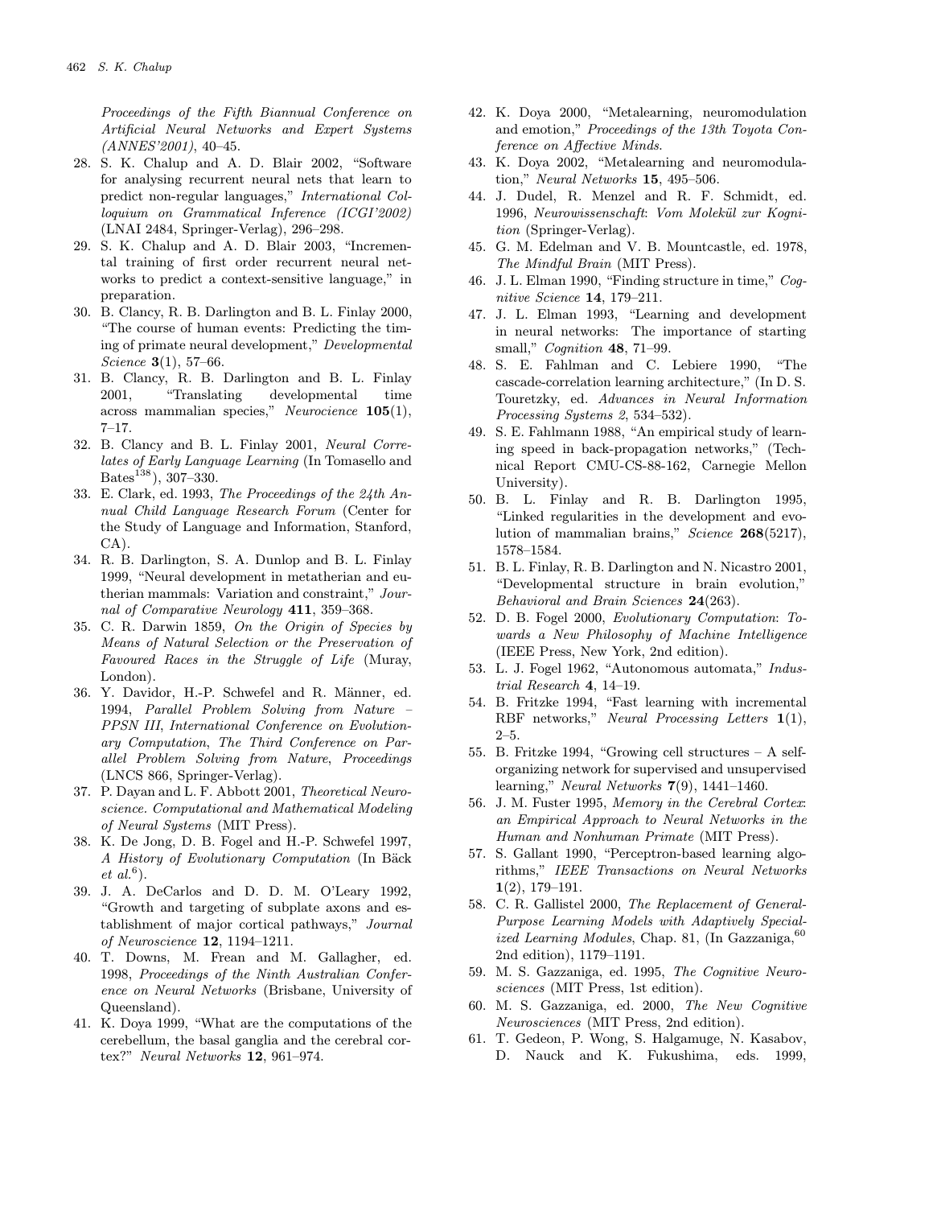*Proceedings of the Fifth Biannual Conference on Artificial Neural Networks and Expert Systems (ANNES'2001)*, 40–45.

28. S. K. Chalup and A. D. Blair 2002, "Software for analysing recurrent neural nets that learn to predict non-regular languages," *International Colloquium on Grammatical Inference (ICGI'2002)* (LNAI 2484, Springer-Verlag), 296–298.
29. S. K. Chalup and A. D. Blair 2003, "Incremental training of first order recurrent neural networks to predict a context-sensitive language," in preparation.
30. B. Clancy, R. B. Darlington and B. L. Finlay 2000, "The course of human events: Predicting the timing of primate neural development," *Developmental Science* **3**(1), 57–66.
31. B. Clancy, R. B. Darlington and B. L. Finlay 2001, "Translating developmental time across mammalian species," *Neurocience* **105**(1), 7–17.
32. B. Clancy and B. L. Finlay 2001, *Neural Correlates of Early Language Learning* (In Tomasello and Bates[138]), 307–330.
33. E. Clark, ed. 1993, *The Proceedings of the 24th Annual Child Language Research Forum* (Center for the Study of Language and Information, Stanford, CA).
34. R. B. Darlington, S. A. Dunlop and B. L. Finlay 1999, "Neural development in metatherian and eutherian mammals: Variation and constraint," *Journal of Comparative Neurology* **411**, 359–368.
35. C. R. Darwin 1859, *On the Origin of Species by Means of Natural Selection or the Preservation of Favoured Races in the Struggle of Life* (Muray, London).
36. Y. Davidor, H.-P. Schwefel and R. Männer, ed. 1994, *Parallel Problem Solving from Nature – PPSN III, International Conference on Evolutionary Computation, The Third Conference on Parallel Problem Solving from Nature, Proceedings* (LNCS 866, Springer-Verlag).
37. P. Dayan and L. F. Abbott 2001, *Theoretical Neuroscience. Computational and Mathematical Modeling of Neural Systems* (MIT Press).
38. K. De Jong, D. B. Fogel and H.-P. Schwefel 1997, *A History of Evolutionary Computation* (In Bäck *et al.*[6]).
39. J. A. DeCarlos and D. D. M. O'Leary 1992, "Growth and targeting of subplate axons and establishment of major cortical pathways," *Journal of Neuroscience* **12**, 1194–1211.
40. T. Downs, M. Frean and M. Gallagher, ed. 1998, *Proceedings of the Ninth Australian Conference on Neural Networks* (Brisbane, University of Queensland).
41. K. Doya 1999, "What are the computations of the cerebellum, the basal ganglia and the cerebral cortex?" *Neural Networks* **12**, 961–974.
42. K. Doya 2000, "Metalearning, neuromodulation and emotion," *Proceedings of the 13th Toyota Conference on Affective Minds*.
43. K. Doya 2002, "Metalearning and neuromodulation," *Neural Networks* **15**, 495–506.
44. J. Dudel, R. Menzel and R. F. Schmidt, ed. 1996, *Neurowissenschaft: Vom Molekül zur Kognition* (Springer-Verlag).
45. G. M. Edelman and V. B. Mountcastle, ed. 1978, *The Mindful Brain* (MIT Press).
46. J. L. Elman 1990, "Finding structure in time," *Cognitive Science* **14**, 179–211.
47. J. L. Elman 1993, "Learning and development in neural networks: The importance of starting small," *Cognition* **48**, 71–99.
48. S. E. Fahlman and C. Lebiere 1990, "The cascade-correlation learning architecture," (In D. S. Touretzky, ed. *Advances in Neural Information Processing Systems 2*, 534–532).
49. S. E. Fahlmann 1988, "An empirical study of learning speed in back-propagation networks," (Technical Report CMU-CS-88-162, Carnegie Mellon University).
50. B. L. Finlay and R. B. Darlington 1995, "Linked regularities in the development and evolution of mammalian brains," *Science* **268**(5217), 1578–1584.
51. B. L. Finlay, R. B. Darlington and N. Nicastro 2001, "Developmental structure in brain evolution," *Behavioral and Brain Sciences* **24**(263).
52. D. B. Fogel 2000, *Evolutionary Computation: Towards a New Philosophy of Machine Intelligence* (IEEE Press, New York, 2nd edition).
53. L. J. Fogel 1962, "Autonomous automata," *Industrial Research* **4**, 14–19.
54. B. Fritzke 1994, "Fast learning with incremental RBF networks," *Neural Processing Letters* **1**(1), 2–5.
55. B. Fritzke 1994, "Growing cell structures – A self-organizing network for supervised and unsupervised learning," *Neural Networks* **7**(9), 1441–1460.
56. J. M. Fuster 1995, *Memory in the Cerebral Cortex: an Empirical Approach to Neural Networks in the Human and Nonhuman Primate* (MIT Press).
57. S. Gallant 1990, "Perceptron-based learning algorithms," *IEEE Transactions on Neural Networks* **1**(2), 179–191.
58. C. R. Gallistel 2000, *The Replacement of General-Purpose Learning Models with Adaptively Specialized Learning Modules*, Chap. 81, (In Gazzaniga,[60] 2nd edition), 1179–1191.
59. M. S. Gazzaniga, ed. 1995, *The Cognitive Neurosciences* (MIT Press, 1st edition).
60. M. S. Gazzaniga, ed. 2000, *The New Cognitive Neurosciences* (MIT Press, 2nd edition).
61. T. Gedeon, P. Wong, S. Halgamuge, N. Kasabov, D. Nauck and K. Fukushima, eds. 1999,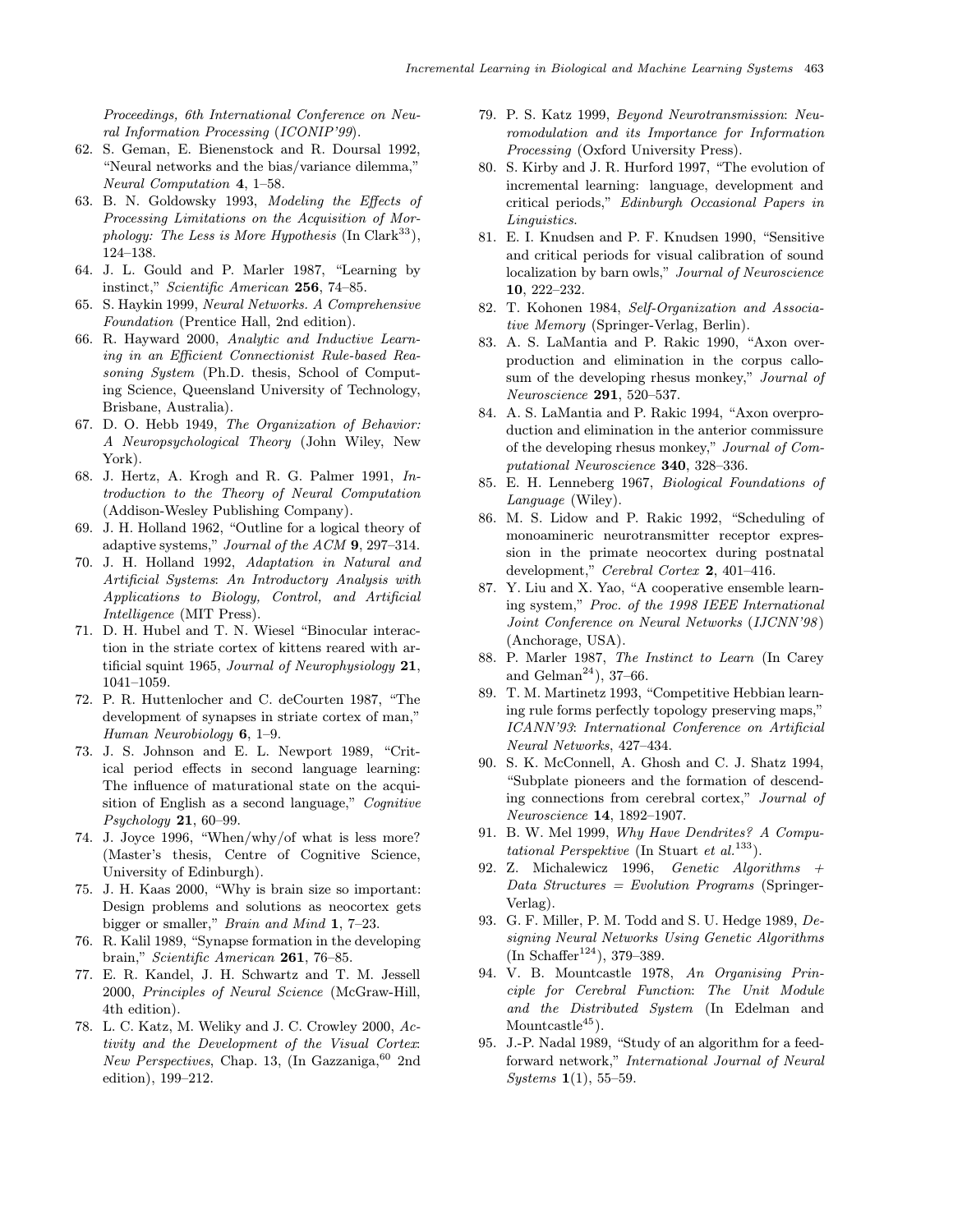*Proceedings, 6th International Conference on Neural Information Processing* (*ICONIP'99*).

62. S. Geman, E. Bienenstock and R. Doursal 1992, "Neural networks and the bias/variance dilemma," *Neural Computation* **4**, 1–58.
63. B. N. Goldowsky 1993, *Modeling the Effects of Processing Limitations on the Acquisition of Morphology: The Less is More Hypothesis* (In Clark[33]), 124–138.
64. J. L. Gould and P. Marler 1987, "Learning by instinct," *Scientific American* **256**, 74–85.
65. S. Haykin 1999, *Neural Networks. A Comprehensive Foundation* (Prentice Hall, 2nd edition).
66. R. Hayward 2000, *Analytic and Inductive Learning in an Efficient Connectionist Rule-based Reasoning System* (Ph.D. thesis, School of Computing Science, Queensland University of Technology, Brisbane, Australia).
67. D. O. Hebb 1949, *The Organization of Behavior: A Neuropsychological Theory* (John Wiley, New York).
68. J. Hertz, A. Krogh and R. G. Palmer 1991, *Introduction to the Theory of Neural Computation* (Addison-Wesley Publishing Company).
69. J. H. Holland 1962, "Outline for a logical theory of adaptive systems," *Journal of the ACM* **9**, 297–314.
70. J. H. Holland 1992, *Adaptation in Natural and Artificial Systems: An Introductory Analysis with Applications to Biology, Control, and Artificial Intelligence* (MIT Press).
71. D. H. Hubel and T. N. Wiesel "Binocular interaction in the striate cortex of kittens reared with artificial squint 1965, *Journal of Neurophysiology* **21**, 1041–1059.
72. P. R. Huttenlocher and C. deCourten 1987, "The development of synapses in striate cortex of man," *Human Neurobiology* **6**, 1–9.
73. J. S. Johnson and E. L. Newport 1989, "Critical period effects in second language learning: The influence of maturational state on the acquisition of English as a second language," *Cognitive Psychology* **21**, 60–99.
74. J. Joyce 1996, "When/why/of what is less more? (Master's thesis, Centre of Cognitive Science, University of Edinburgh).
75. J. H. Kaas 2000, "Why is brain size so important: Design problems and solutions as neocortex gets bigger or smaller," *Brain and Mind* **1**, 7–23.
76. R. Kalil 1989, "Synapse formation in the developing brain," *Scientific American* **261**, 76–85.
77. E. R. Kandel, J. H. Schwartz and T. M. Jessell 2000, *Principles of Neural Science* (McGraw-Hill, 4th edition).
78. L. C. Katz, M. Weliky and J. C. Crowley 2000, *Activity and the Development of the Visual Cortex: New Perspectives*, Chap. 13, (In Gazzaniga,[60] 2nd edition), 199–212.
79. P. S. Katz 1999, *Beyond Neurotransmission: Neuromodulation and its Importance for Information Processing* (Oxford University Press).
80. S. Kirby and J. R. Hurford 1997, "The evolution of incremental learning: language, development and critical periods," *Edinburgh Occasional Papers in Linguistics*.
81. E. I. Knudsen and P. F. Knudsen 1990, "Sensitive and critical periods for visual calibration of sound localization by barn owls," *Journal of Neuroscience* **10**, 222–232.
82. T. Kohonen 1984, *Self-Organization and Associative Memory* (Springer-Verlag, Berlin).
83. A. S. LaMantia and P. Rakic 1990, "Axon overproduction and elimination in the corpus callosum of the developing rhesus monkey," *Journal of Neuroscience* **291**, 520–537.
84. A. S. LaMantia and P. Rakic 1994, "Axon overproduction and elimination in the anterior commissure of the developing rhesus monkey," *Journal of Computational Neuroscience* **340**, 328–336.
85. E. H. Lenneberg 1967, *Biological Foundations of Language* (Wiley).
86. M. S. Lidow and P. Rakic 1992, "Scheduling of monoamineric neurotransmitter receptor expression in the primate neocortex during postnatal development," *Cerebral Cortex* **2**, 401–416.
87. Y. Liu and X. Yao, "A cooperative ensemble learning system," *Proc. of the 1998 IEEE International Joint Conference on Neural Networks* (*IJCNN'98*) (Anchorage, USA).
88. P. Marler 1987, *The Instinct to Learn* (In Carey and Gelman[24]), 37–66.
89. T. M. Martinetz 1993, "Competitive Hebbian learning rule forms perfectly topology preserving maps," *ICANN'93*: *International Conference on Artificial Neural Networks*, 427–434.
90. S. K. McConnell, A. Ghosh and C. J. Shatz 1994, "Subplate pioneers and the formation of descending connections from cerebral cortex," *Journal of Neuroscience* **14**, 1892–1907.
91. B. W. Mel 1999, *Why Have Dendrites? A Computational Perspektive* (In Stuart *et al.*[133]).
92. Z. Michalewicz 1996, *Genetic Algorithms + Data Structures = Evolution Programs* (Springer-Verlag).
93. G. F. Miller, P. M. Todd and S. U. Hedge 1989, *Designing Neural Networks Using Genetic Algorithms* (In Schaffer[124]), 379–389.
94. V. B. Mountcastle 1978, *An Organising Principle for Cerebral Function: The Unit Module and the Distributed System* (In Edelman and Mountcastle[45]).
95. J.-P. Nadal 1989, "Study of an algorithm for a feedforward network," *International Journal of Neural Systems* **1**(1), 55–59.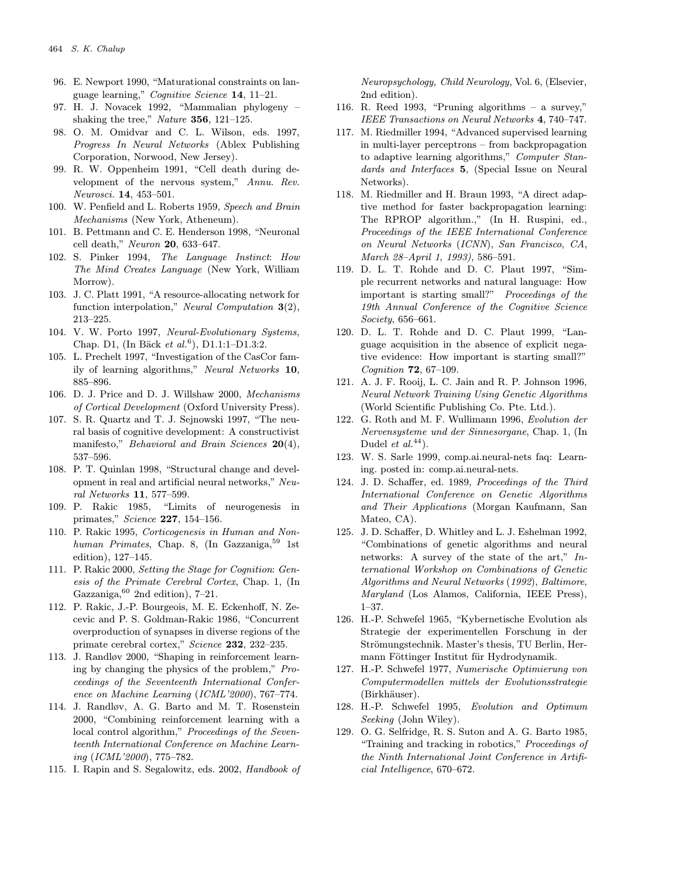96. E. Newport 1990, "Maturational constraints on language learning," *Cognitive Science* **14**, 11–21.
97. H. J. Novacek 1992, "Mammalian phylogeny – shaking the tree," *Nature* **356**, 121–125.
98. O. M. Omidvar and C. L. Wilson, eds. 1997, *Progress In Neural Networks* (Ablex Publishing Corporation, Norwood, New Jersey).
99. R. W. Oppenheim 1991, "Cell death during development of the nervous system," *Annu. Rev. Neurosci.* **14**, 453–501.
100. W. Penfield and L. Roberts 1959, *Speech and Brain Mechanisms* (New York, Atheneum).
101. B. Pettmann and C. E. Henderson 1998, "Neuronal cell death," *Neuron* **20**, 633–647.
102. S. Pinker 1994, *The Language Instinct: How The Mind Creates Language* (New York, William Morrow).
103. J. C. Platt 1991, "A resource-allocating network for function interpolation," *Neural Computation* **3**(2), 213–225.
104. V. W. Porto 1997, *Neural-Evolutionary Systems*, Chap. D1, (In Bäck *et al.*[6]), D1.1:1–D1.3:2.
105. L. Prechelt 1997, "Investigation of the CasCor family of learning algorithms," *Neural Networks* **10**, 885–896.
106. D. J. Price and D. J. Willshaw 2000, *Mechanisms of Cortical Development* (Oxford University Press).
107. S. R. Quartz and T. J. Sejnowski 1997, "The neural basis of cognitive development: A constructivist manifesto," *Behavioral and Brain Sciences* **20**(4), 537–596.
108. P. T. Quinlan 1998, "Structural change and development in real and artificial neural networks," *Neural Networks* **11**, 577–599.
109. P. Rakic 1985, "Limits of neurogenesis in primates," *Science* **227**, 154–156.
110. P. Rakic 1995, *Corticogenesis in Human and Nonhuman Primates*, Chap. 8, (In Gazzaniga,[59] 1st edition), 127–145.
111. P. Rakic 2000, *Setting the Stage for Cognition: Genesis of the Primate Cerebral Cortex*, Chap. 1, (In Gazzaniga,[60] 2nd edition), 7–21.
112. P. Rakic, J.-P. Bourgeois, M. E. Eckenhoff, N. Zecevic and P. S. Goldman-Rakic 1986, "Concurrent overproduction of synapses in diverse regions of the primate cerebral cortex," *Science* **232**, 232–235.
113. J. Randløv 2000, "Shaping in reinforcement learning by changing the physics of the problem," *Proceedings of the Seventeenth International Conference on Machine Learning* (*ICML'2000*), 767–774.
114. J. Randløv, A. G. Barto and M. T. Rosenstein 2000, "Combining reinforcement learning with a local control algorithm," *Proceedings of the Seventeenth International Conference on Machine Learning* (*ICML'2000*), 775–782.
115. I. Rapin and S. Segalowitz, eds. 2002, *Handbook of Neuropsychology, Child Neurology*, Vol. 6, (Elsevier, 2nd edition).
116. R. Reed 1993, "Pruning algorithms – a survey," *IEEE Transactions on Neural Networks* **4**, 740–747.
117. M. Riedmiller 1994, "Advanced supervised learning in multi-layer perceptrons – from backpropagation to adaptive learning algorithms," *Computer Standards and Interfaces* **5**, (Special Issue on Neural Networks).
118. M. Riedmiller and H. Braun 1993, "A direct adaptive method for faster backpropagation learning: The RPROP algorithm.," (In H. Ruspini, ed., *Proceedings of the IEEE International Conference on Neural Networks* (*ICNN*), *San Francisco*, *CA*, *March 28–April 1*, *1993*)), 586–591.
119. D. L. T. Rohde and D. C. Plaut 1997, "Simple recurrent networks and natural language: How important is starting small?" *Proceedings of the 19th Annual Conference of the Cognitive Science Society*, 656–661.
120. D. L. T. Rohde and D. C. Plaut 1999, "Language acquisition in the absence of explicit negative evidence: How important is starting small?" *Cognition* **72**, 67–109.
121. A. J. F. Rooij, L. C. Jain and R. P. Johnson 1996, *Neural Network Training Using Genetic Algorithms* (World Scientific Publishing Co. Pte. Ltd.).
122. G. Roth and M. F. Wullimann 1996, *Evolution der Nervensysteme und der Sinnesorgane*, Chap. 1, (In Dudel *et al.*[44]).
123. W. S. Sarle 1999, comp.ai.neural-nets faq: Learning. posted in: comp.ai.neural-nets.
124. J. D. Schaffer, ed. 1989, *Proceedings of the Third International Conference on Genetic Algorithms and Their Applications* (Morgan Kaufmann, San Mateo, CA).
125. J. D. Schaffer, D. Whitley and L. J. Eshelman 1992, "Combinations of genetic algorithms and neural networks: A survey of the state of the art," *International Workshop on Combinations of Genetic Algorithms and Neural Networks* (*1992*), *Baltimore*, *Maryland* (Los Alamos, California, IEEE Press), 1–37.
126. H.-P. Schwefel 1965, "Kybernetische Evolution als Strategie der experimentellen Forschung in der Strömungstechnik. Master's thesis, TU Berlin, Hermann Föttinger Institut für Hydrodynamik.
127. H.-P. Schwefel 1977, *Numerische Optimierung von Computermodellen mittels der Evolutionsstrategie* (Birkhäuser).
128. H.-P. Schwefel 1995, *Evolution and Optimum Seeking* (John Wiley).
129. O. G. Selfridge, R. S. Suton and A. G. Barto 1985, "Training and tracking in robotics," *Proceedings of the Ninth International Joint Conference in Artificial Intelligence*, 670–672.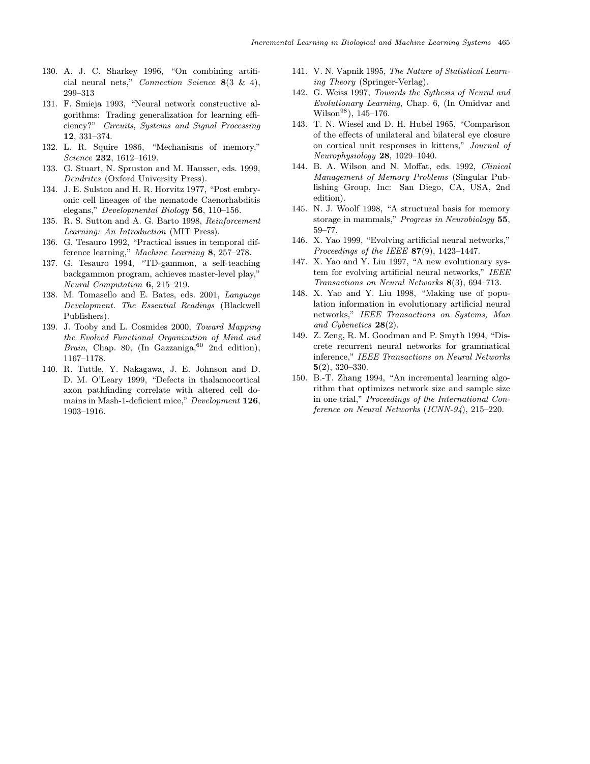130. A. J. C. Sharkey 1996, "On combining artificial neural nets," *Connection Science* **8**(3 & 4), 299–313

131. F. Smieja 1993, "Neural network constructive algorithms: Trading generalization for learning efficiency?" *Circuits, Systems and Signal Processing* **12**, 331–374.

132. L. R. Squire 1986, "Mechanisms of memory," *Science* **232**, 1612–1619.

133. G. Stuart, N. Spruston and M. Hausser, eds. 1999, *Dendrites* (Oxford University Press).

134. J. E. Sulston and H. R. Horvitz 1977, "Post embryonic cell lineages of the nematode Caenorhabditis elegans," *Developmental Biology* **56**, 110–156.

135. R. S. Sutton and A. G. Barto 1998, *Reinforcement Learning: An Introduction* (MIT Press).

136. G. Tesauro 1992, "Practical issues in temporal difference learning," *Machine Learning* **8**, 257–278.

137. G. Tesauro 1994, "TD-gammon, a self-teaching backgammon program, achieves master-level play," *Neural Computation* **6**, 215–219.

138. M. Tomasello and E. Bates, eds. 2001, *Language Development. The Essential Readings* (Blackwell Publishers).

139. J. Tooby and L. Cosmides 2000, *Toward Mapping the Evolved Functional Organization of Mind and Brain*, Chap. 80, (In Gazzaniga,[60] 2nd edition), 1167–1178.

140. R. Tuttle, Y. Nakagawa, J. E. Johnson and D. D. M. O'Leary 1999, "Defects in thalamocortical axon pathfinding correlate with altered cell domains in Mash-1-deficient mice," *Development* **126**, 1903–1916.

141. V. N. Vapnik 1995, *The Nature of Statistical Learning Theory* (Springer-Verlag).

142. G. Weiss 1997, *Towards the Sythesis of Neural and Evolutionary Learning*, Chap. 6, (In Omidvar and Wilson[98]), 145–176.

143. T. N. Wiesel and D. H. Hubel 1965, "Comparison of the effects of unilateral and bilateral eye closure on cortical unit responses in kittens," *Journal of Neurophysiology* **28**, 1029–1040.

144. B. A. Wilson and N. Moffat, eds. 1992, *Clinical Management of Memory Problems* (Singular Publishing Group, Inc: San Diego, CA, USA, 2nd edition).

145. N. J. Woolf 1998, "A structural basis for memory storage in mammals," *Progress in Neurobiology* **55**, 59–77.

146. X. Yao 1999, "Evolving artificial neural networks," *Proceedings of the IEEE* **87**(9), 1423–1447.

147. X. Yao and Y. Liu 1997, "A new evolutionary system for evolving artificial neural networks," *IEEE Transactions on Neural Networks* **8**(3), 694–713.

148. X. Yao and Y. Liu 1998, "Making use of population information in evolutionary artificial neural networks," *IEEE Transactions on Systems, Man and Cybenetics* **28**(2).

149. Z. Zeng, R. M. Goodman and P. Smyth 1994, "Discrete recurrent neural networks for grammatical inference," *IEEE Transactions on Neural Networks* **5**(2), 320–330.

150. B.-T. Zhang 1994, "An incremental learning algorithm that optimizes network size and sample size in one trial," *Proceedings of the International Conference on Neural Networks* (*ICNN-94*), 215–220.